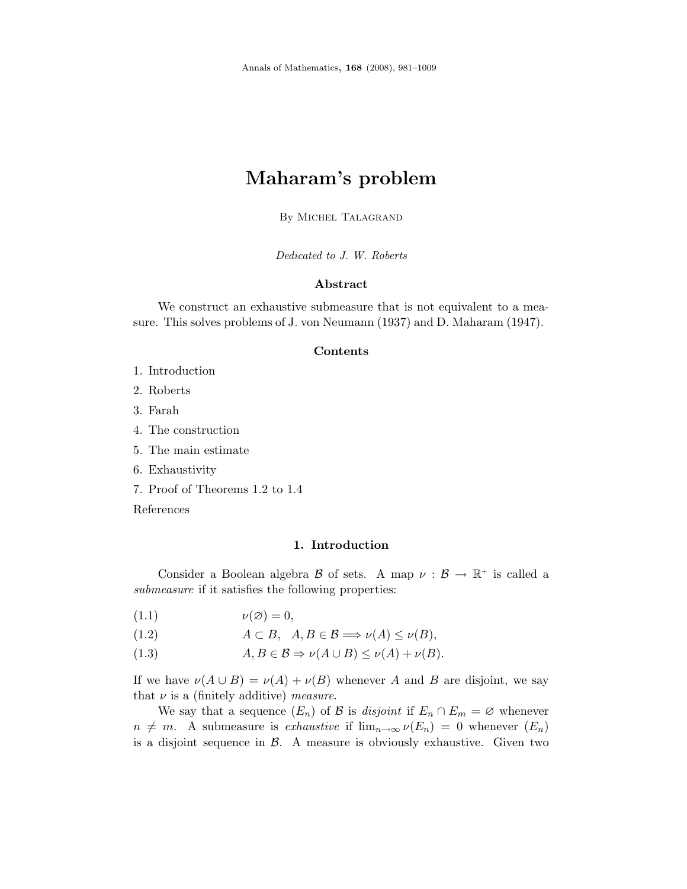# Maharam's problem

By Michel Talagrand

*Dedicated to J. W. Roberts*

### Abstract

We construct an exhaustive submeasure that is not equivalent to a measure. This solves problems of J. von Neumann (1937) and D. Maharam (1947).

### Contents

1. Introduction
2. Roberts
3. Farah
4. The construction
5. The main estimate
6. Exhaustivity
7. Proof of Theorems 1.2 to 1.4

References

## 1. Introduction

Consider a Boolean algebra $\mathcal{B}$ of sets. A map $\nu : \mathcal{B} \to \mathbb{R}^+$ is called a *submeasure* if it satisfies the following properties:

$$\nu(\varnothing) = 0, \tag{1.1}$$

$$A \subset B, \quad A, B \in \mathcal{B} \Longrightarrow \nu(A) \leq \nu(B), \tag{1.2}$$

$$A, B \in \mathcal{B} \Rightarrow \nu(A \cup B) \leq \nu(A) + \nu(B). \tag{1.3}$$

If we have $\nu(A \cup B) = \nu(A) + \nu(B)$ whenever $A$ and $B$ are disjoint, we say that $\nu$ is a (finitely additive) *measure*.

We say that a sequence $(E_n)$ of $\mathcal{B}$ is *disjoint* if $E_n \cap E_m = \varnothing$ whenever $n \neq m$. A submeasure is *exhaustive* if $\lim_{n\to\infty} \nu(E_n) = 0$ whenever $(E_n)$ is a disjoint sequence in $\mathcal{B}$. A measure is obviously exhaustive. Given two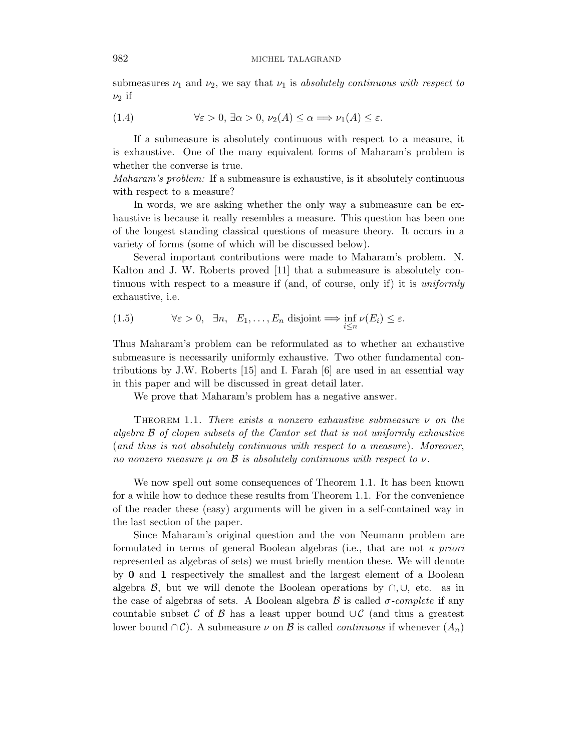submeasures $\nu_1$ and $\nu_2$, we say that $\nu_1$ is *absolutely continuous with respect to* $\nu_2$ if

$$\forall \varepsilon > 0,\ \exists \alpha > 0,\ \nu_2(A) \leq \alpha \Longrightarrow \nu_1(A) \leq \varepsilon. \tag{1.4}$$

If a submeasure is absolutely continuous with respect to a measure, it is exhaustive. One of the many equivalent forms of Maharam's problem is whether the converse is true.

*Maharam's problem:* If a submeasure is exhaustive, is it absolutely continuous with respect to a measure?

In words, we are asking whether the only way a submeasure can be exhaustive is because it really resembles a measure. This question has been one of the longest standing classical questions of measure theory. It occurs in a variety of forms (some of which will be discussed below).

Several important contributions were made to Maharam's problem. N. Kalton and J. W. Roberts proved [11] that a submeasure is absolutely continuous with respect to a measure if (and, of course, only if) it is *uniformly* exhaustive, i.e.

$$\forall \varepsilon > 0,\ \ \exists n,\ \ E_1, \ldots, E_n \text{ disjoint} \Longrightarrow \inf_{i \leq n} \nu(E_i) \leq \varepsilon. \tag{1.5}$$

Thus Maharam's problem can be reformulated as to whether an exhaustive submeasure is necessarily uniformly exhaustive. Two other fundamental contributions by J.W. Roberts [15] and I. Farah [6] are used in an essential way in this paper and will be discussed in great detail later.

We prove that Maharam's problem has a negative answer.

Theorem 1.1. *There exists a nonzero exhaustive submeasure $\nu$ on the algebra $\mathcal{B}$ of clopen subsets of the Cantor set that is not uniformly exhaustive (and thus is not absolutely continuous with respect to a measure). Moreover, no nonzero measure $\mu$ on $\mathcal{B}$ is absolutely continuous with respect to $\nu$.*

We now spell out some consequences of Theorem 1.1. It has been known for a while how to deduce these results from Theorem 1.1. For the convenience of the reader these (easy) arguments will be given in a self-contained way in the last section of the paper.

Since Maharam's original question and the von Neumann problem are formulated in terms of general Boolean algebras (i.e., that are not *a priori* represented as algebras of sets) we must briefly mention these. We will denote by $\mathbf{0}$ and $\mathbf{1}$ respectively the smallest and the largest element of a Boolean algebra $\mathcal{B}$, but we will denote the Boolean operations by $\cap, \cup$, etc. as in the case of algebras of sets. A Boolean algebra $\mathcal{B}$ is called *$\sigma$-complete* if any countable subset $\mathcal{C}$ of $\mathcal{B}$ has a least upper bound $\cup\mathcal{C}$ (and thus a greatest lower bound $\cap\mathcal{C}$). A submeasure $\nu$ on $\mathcal{B}$ is called *continuous* if whenever $(A_n)$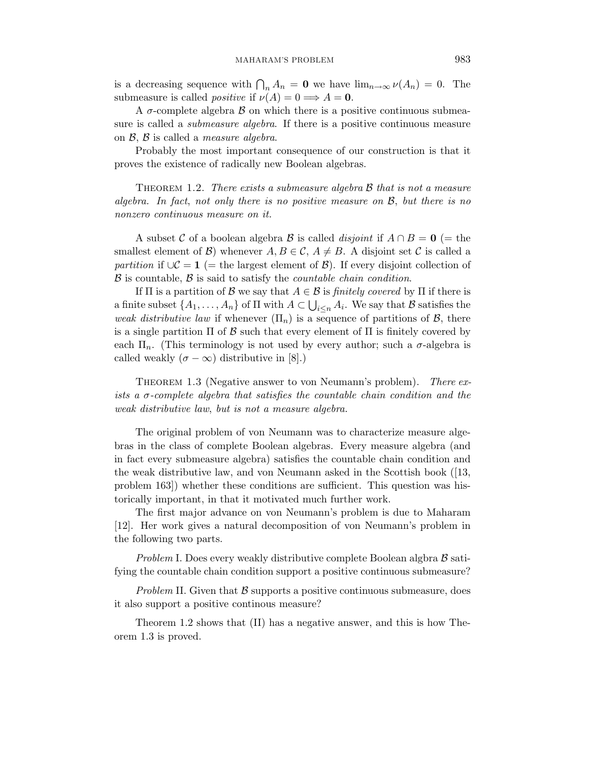is a decreasing sequence with $\bigcap_n A_n = \mathbf{0}$ we have $\lim_{n\to\infty} \nu(A_n) = 0$. The submeasure is called *positive* if $\nu(A) = 0 \Longrightarrow A = \mathbf{0}$.

A $\sigma$-complete algebra $\mathcal{B}$ on which there is a positive continuous submeasure is called a *submeasure algebra*. If there is a positive continuous measure on $\mathcal{B}$, $\mathcal{B}$ is called a *measure algebra*.

Probably the most important consequence of our construction is that it proves the existence of radically new Boolean algebras.

Theorem 1.2. *There exists a submeasure algebra $\mathcal{B}$ that is not a measure algebra. In fact, not only there is no positive measure on $\mathcal{B}$, but there is no nonzero continuous measure on it.*

A subset $\mathcal{C}$ of a boolean algebra $\mathcal{B}$ is called *disjoint* if $A \cap B = \mathbf{0}$ (= the smallest element of $\mathcal{B}$) whenever $A, B \in \mathcal{C}$, $A \neq B$. A disjoint set $\mathcal{C}$ is called a *partition* if $\cup\mathcal{C} = \mathbf{1}$ (= the largest element of $\mathcal{B}$). If every disjoint collection of $\mathcal{B}$ is countable, $\mathcal{B}$ is said to satisfy the *countable chain condition*.

If $\Pi$ is a partition of $\mathcal{B}$ we say that $A \in \mathcal{B}$ is *finitely covered* by $\Pi$ if there is a finite subset $\{A_1, \ldots, A_n\}$ of $\Pi$ with $A \subset \bigcup_{i\leq n} A_i$. We say that $\mathcal{B}$ satisfies the *weak distributive law* if whenever $(\Pi_n)$ is a sequence of partitions of $\mathcal{B}$, there is a single partition $\Pi$ of $\mathcal{B}$ such that every element of $\Pi$ is finitely covered by each $\Pi_n$. (This terminology is not used by every author; such a $\sigma$-algebra is called weakly $(\sigma - \infty)$ distributive in [8].)

Theorem 1.3 (Negative answer to von Neumann's problem). *There exists a $\sigma$-complete algebra that satisfies the countable chain condition and the weak distributive law, but is not a measure algebra.*

The original problem of von Neumann was to characterize measure algebras in the class of complete Boolean algebras. Every measure algebra (and in fact every submeasure algebra) satisfies the countable chain condition and the weak distributive law, and von Neumann asked in the Scottish book ([13, problem 163]) whether these conditions are sufficient. This question was historically important, in that it motivated much further work.

The first major advance on von Neumann's problem is due to Maharam [12]. Her work gives a natural decomposition of von Neumann's problem in the following two parts.

*Problem* I. Does every weakly distributive complete Boolean algbra $\mathcal{B}$ satifying the countable chain condition support a positive continuous submeasure?

*Problem* II. Given that $\mathcal{B}$ supports a positive continuous submeasure, does it also support a positive continous measure?

Theorem 1.2 shows that (II) has a negative answer, and this is how Theorem 1.3 is proved.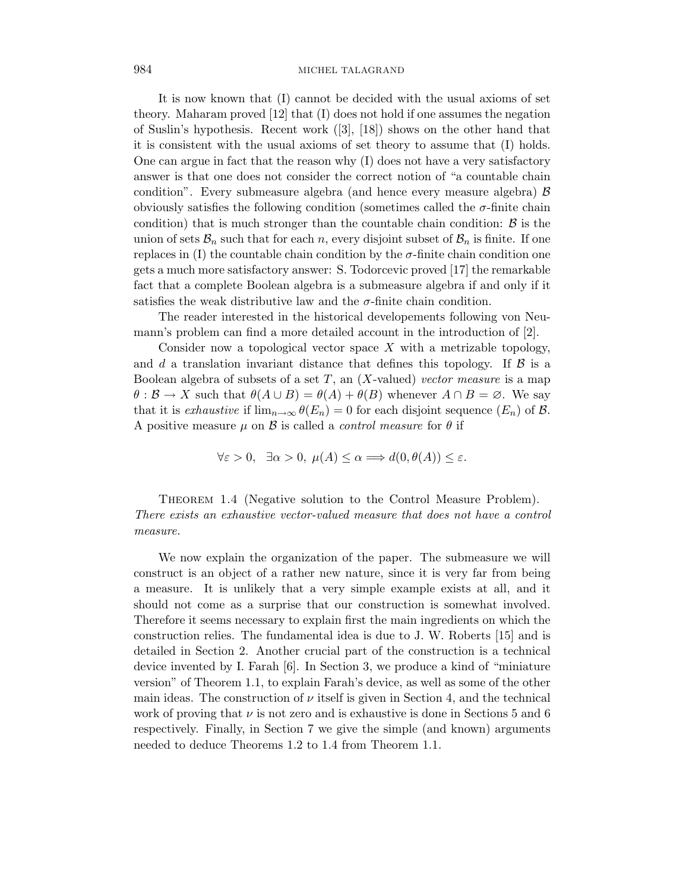It is now known that (I) cannot be decided with the usual axioms of set theory. Maharam proved [12] that (I) does not hold if one assumes the negation of Suslin's hypothesis. Recent work ([3], [18]) shows on the other hand that it is consistent with the usual axioms of set theory to assume that (I) holds. One can argue in fact that the reason why (I) does not have a very satisfactory answer is that one does not consider the correct notion of "a countable chain condition". Every submeasure algebra (and hence every measure algebra) $\mathcal{B}$ obviously satisfies the following condition (sometimes called the $\sigma$-finite chain condition) that is much stronger than the countable chain condition: $\mathcal{B}$ is the union of sets $\mathcal{B}_n$ such that for each $n$, every disjoint subset of $\mathcal{B}_n$ is finite. If one replaces in (I) the countable chain condition by the $\sigma$-finite chain condition one gets a much more satisfactory answer: S. Todorcevic proved [17] the remarkable fact that a complete Boolean algebra is a submeasure algebra if and only if it satisfies the weak distributive law and the $\sigma$-finite chain condition.

The reader interested in the historical developements following von Neumann's problem can find a more detailed account in the introduction of [2].

Consider now a topological vector space $X$ with a metrizable topology, and $d$ a translation invariant distance that defines this topology. If $\mathcal{B}$ is a Boolean algebra of subsets of a set $T$, an ($X$-valued) *vector measure* is a map $\theta : \mathcal{B} \to X$ such that $\theta(A \cup B) = \theta(A) + \theta(B)$ whenever $A \cap B = \varnothing$. We say that it is *exhaustive* if $\lim_{n\to\infty} \theta(E_n) = 0$ for each disjoint sequence $(E_n)$ of $\mathcal{B}$. A positive measure $\mu$ on $\mathcal{B}$ is called a *control measure* for $\theta$ if

$$\forall \varepsilon > 0, \quad \exists \alpha > 0, \ \mu(A) \leq \alpha \Longrightarrow d(0, \theta(A)) \leq \varepsilon.$$

THEOREM 1.4 (Negative solution to the Control Measure Problem). *There exists an exhaustive vector-valued measure that does not have a control measure.*

We now explain the organization of the paper. The submeasure we will construct is an object of a rather new nature, since it is very far from being a measure. It is unlikely that a very simple example exists at all, and it should not come as a surprise that our construction is somewhat involved. Therefore it seems necessary to explain first the main ingredients on which the construction relies. The fundamental idea is due to J. W. Roberts [15] and is detailed in Section 2. Another crucial part of the construction is a technical device invented by I. Farah [6]. In Section 3, we produce a kind of "miniature version" of Theorem 1.1, to explain Farah's device, as well as some of the other main ideas. The construction of $\nu$ itself is given in Section 4, and the technical work of proving that $\nu$ is not zero and is exhaustive is done in Sections 5 and 6 respectively. Finally, in Section 7 we give the simple (and known) arguments needed to deduce Theorems 1.2 to 1.4 from Theorem 1.1.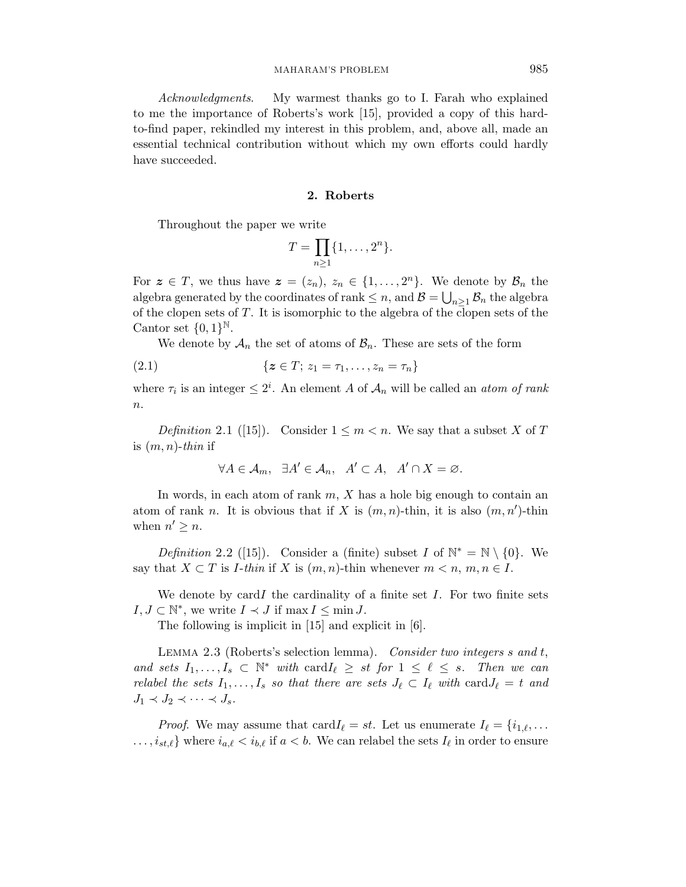*Acknowledgments*. My warmest thanks go to I. Farah who explained to me the importance of Roberts's work [15], provided a copy of this hard-to-find paper, rekindled my interest in this problem, and, above all, made an essential technical contribution without which my own efforts could hardly have succeeded.

## 2. Roberts

Throughout the paper we write

$$T = \prod_{n \geq 1} \{1, \ldots, 2^n\}.$$

For $\boldsymbol{z} \in T$, we thus have $\boldsymbol{z} = (z_n)$, $z_n \in \{1, \ldots, 2^n\}$. We denote by $\mathcal{B}_n$ the algebra generated by the coordinates of rank $\leq n$, and $\mathcal{B} = \bigcup_{n \geq 1} \mathcal{B}_n$ the algebra of the clopen sets of $T$. It is isomorphic to the algebra of the clopen sets of the Cantor set $\{0, 1\}^{\mathbb{N}}$.

We denote by $\mathcal{A}_n$ the set of atoms of $\mathcal{B}_n$. These are sets of the form

$$\{\boldsymbol{z} \in T;\, z_1 = \tau_1, \ldots, z_n = \tau_n\} \tag{2.1}$$

where $\tau_i$ is an integer $\leq 2^i$. An element $A$ of $\mathcal{A}_n$ will be called an *atom of rank* $n$.

*Definition* 2.1 ([15]). Consider $1 \leq m < n$. We say that a subset $X$ of $T$ is $(m, n)$-*thin* if

$$\forall A \in \mathcal{A}_m, \quad \exists A' \in \mathcal{A}_n, \quad A' \subset A, \quad A' \cap X = \varnothing.$$

In words, in each atom of rank $m$, $X$ has a hole big enough to contain an atom of rank $n$. It is obvious that if $X$ is $(m, n)$-thin, it is also $(m, n')$-thin when $n' \geq n$.

*Definition* 2.2 ([15]). Consider a (finite) subset $I$ of $\mathbb{N}^* = \mathbb{N} \setminus \{0\}$. We say that $X \subset T$ is $I$-*thin* if $X$ is $(m, n)$-thin whenever $m < n$, $m, n \in I$.

We denote by $\mathrm{card} I$ the cardinality of a finite set $I$. For two finite sets $I, J \subset \mathbb{N}^*$, we write $I \prec J$ if $\max I \leq \min J$.

The following is implicit in [15] and explicit in [6].

Lemma 2.3 (Roberts's selection lemma). *Consider two integers $s$ and $t$, and sets $I_1, \ldots, I_s \subset \mathbb{N}^*$ with $\mathrm{card} I_\ell \geq st$ for $1 \leq \ell \leq s$. Then we can relabel the sets $I_1, \ldots, I_s$ so that there are sets $J_\ell \subset I_\ell$ with $\mathrm{card} J_\ell = t$ and $J_1 \prec J_2 \prec \cdots \prec J_s$.*

*Proof*. We may assume that $\mathrm{card} I_\ell = st$. Let us enumerate $I_\ell = \{i_{1,\ell}, \ldots$ $\ldots, i_{st,\ell}\}$ where $i_{a,\ell} < i_{b,\ell}$ if $a < b$. We can relabel the sets $I_\ell$ in order to ensure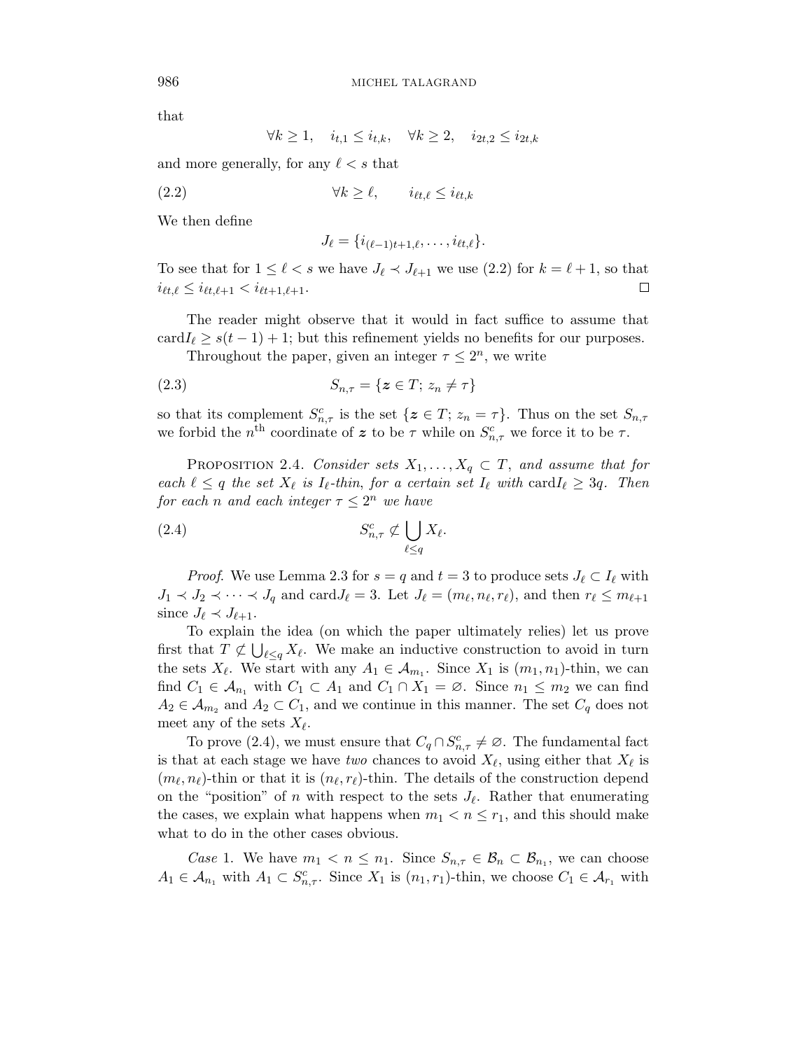that

$$\forall k \geq 1, \quad i_{t,1} \leq i_{t,k}, \quad \forall k \geq 2, \quad i_{2t,2} \leq i_{2t,k}$$

and more generally, for any $\ell < s$ that

$$\forall k \geq \ell, \qquad i_{\ell t,\ell} \leq i_{\ell t,k} \tag{2.2}$$

We then define

$$J_\ell = \{i_{(\ell-1)t+1,\ell}, \ldots, i_{\ell t,\ell}\}.$$

To see that for $1 \leq \ell < s$ we have $J_\ell \prec J_{\ell+1}$ we use (2.2) for $k = \ell + 1$, so that $i_{\ell t,\ell} \leq i_{\ell t,\ell+1} < i_{\ell t+1,\ell+1}$. $\square$

The reader might observe that it would in fact suffice to assume that $\operatorname{card} I_\ell \geq s(t-1)+1$; but this refinement yields no benefits for our purposes.

Throughout the paper, given an integer $\tau \leq 2^n$, we write

$$S_{n,\tau} = \{\boldsymbol{z} \in T;\, z_n \neq \tau\} \tag{2.3}$$

so that its complement $S^c_{n,\tau}$ is the set $\{\boldsymbol{z} \in T;\, z_n = \tau\}$. Thus on the set $S_{n,\tau}$ we forbid the $n^{\text{th}}$ coordinate of $\boldsymbol{z}$ to be $\tau$ while on $S^c_{n,\tau}$ we force it to be $\tau$.

Proposition 2.4. *Consider sets $X_1, \ldots, X_q \subset T$, and assume that for each $\ell \leq q$ the set $X_\ell$ is $I_\ell$-thin, for a certain set $I_\ell$ with $\operatorname{card} I_\ell \geq 3q$. Then for each $n$ and each integer $\tau \leq 2^n$ we have*

$$S^c_{n,\tau} \not\subset \bigcup_{\ell \leq q} X_\ell. \tag{2.4}$$

*Proof.* We use Lemma 2.3 for $s = q$ and $t = 3$ to produce sets $J_\ell \subset I_\ell$ with $J_1 \prec J_2 \prec \cdots \prec J_q$ and $\operatorname{card} J_\ell = 3$. Let $J_\ell = (m_\ell, n_\ell, r_\ell)$, and then $r_\ell \leq m_{\ell+1}$ since $J_\ell \prec J_{\ell+1}$.

To explain the idea (on which the paper ultimately relies) let us prove first that $T \not\subset \bigcup_{\ell \leq q} X_\ell$. We make an inductive construction to avoid in turn the sets $X_\ell$. We start with any $A_1 \in \mathcal{A}_{m_1}$. Since $X_1$ is $(m_1, n_1)$-thin, we can find $C_1 \in \mathcal{A}_{n_1}$ with $C_1 \subset A_1$ and $C_1 \cap X_1 = \varnothing$. Since $n_1 \leq m_2$ we can find $A_2 \in \mathcal{A}_{m_2}$ and $A_2 \subset C_1$, and we continue in this manner. The set $C_q$ does not meet any of the sets $X_\ell$.

To prove (2.4), we must ensure that $C_q \cap S^c_{n,\tau} \neq \varnothing$. The fundamental fact is that at each stage we have *two* chances to avoid $X_\ell$, using either that $X_\ell$ is $(m_\ell, n_\ell)$-thin or that it is $(n_\ell, r_\ell)$-thin. The details of the construction depend on the "position" of $n$ with respect to the sets $J_\ell$. Rather that enumerating the cases, we explain what happens when $m_1 < n \leq r_1$, and this should make what to do in the other cases obvious.

*Case* 1. We have $m_1 < n \leq n_1$. Since $S_{n,\tau} \in \mathcal{B}_n \subset \mathcal{B}_{n_1}$, we can choose $A_1 \in \mathcal{A}_{n_1}$ with $A_1 \subset S^c_{n,\tau}$. Since $X_1$ is $(n_1, r_1)$-thin, we choose $C_1 \in \mathcal{A}_{r_1}$ with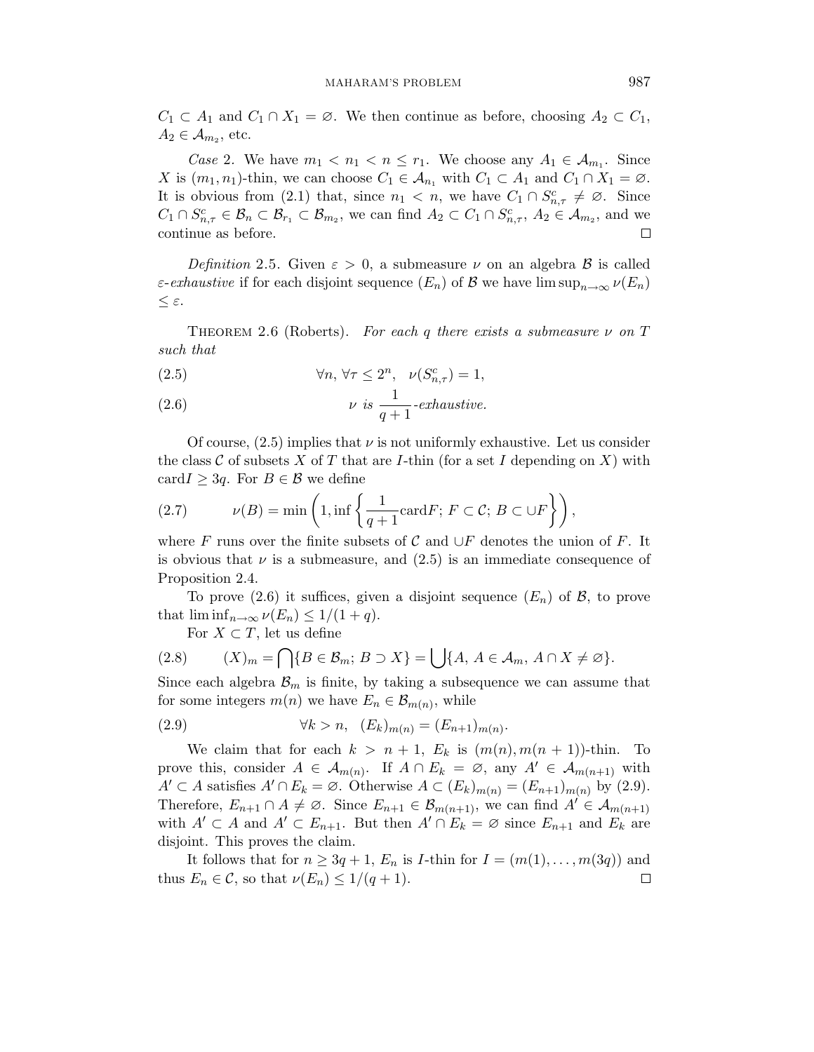$C_1 \subset A_1$ and $C_1 \cap X_1 = \varnothing$. We then continue as before, choosing $A_2 \subset C_1$, $A_2 \in \mathcal{A}_{m_2}$, etc.

*Case* 2. We have $m_1 < n_1 < n \le r_1$. We choose any $A_1 \in \mathcal{A}_{m_1}$. Since $X$ is $(m_1, n_1)$-thin, we can choose $C_1 \in \mathcal{A}_{n_1}$ with $C_1 \subset A_1$ and $C_1 \cap X_1 = \varnothing$. It is obvious from (2.1) that, since $n_1 < n$, we have $C_1 \cap S^c_{n,\tau} \neq \varnothing$. Since $C_1 \cap S^c_{n,\tau} \in \mathcal{B}_n \subset \mathcal{B}_{r_1} \subset \mathcal{B}_{m_2}$, we can find $A_2 \subset C_1 \cap S^c_{n,\tau}$, $A_2 \in \mathcal{A}_{m_2}$, and we continue as before. □

*Definition* 2.5. Given $\varepsilon > 0$, a submeasure $\nu$ on an algebra $\mathcal{B}$ is called *$\varepsilon$-exhaustive* if for each disjoint sequence $(E_n)$ of $\mathcal{B}$ we have $\limsup_{n\to\infty} \nu(E_n) \le \varepsilon$.

Theorem 2.6 (Roberts). *For each $q$ there exists a submeasure $\nu$ on $T$ such that*

$$\forall n,\ \forall \tau \le 2^n, \quad \nu(S^c_{n,\tau}) = 1, \tag{2.5}$$

$$\nu \textit{ is } \frac{1}{q+1}\textit{-exhaustive.} \tag{2.6}$$

Of course, (2.5) implies that $\nu$ is not uniformly exhaustive. Let us consider the class $\mathcal{C}$ of subsets $X$ of $T$ that are $I$-thin (for a set $I$ depending on $X$) with $\operatorname{card} I \ge 3q$. For $B \in \mathcal{B}$ we define

$$\nu(B) = \min\left(1, \inf\left\{\frac{1}{q+1}\operatorname{card} F;\ F \subset \mathcal{C};\ B \subset \cup F\right\}\right), \tag{2.7}$$

where $F$ runs over the finite subsets of $\mathcal{C}$ and $\cup F$ denotes the union of $F$. It is obvious that $\nu$ is a submeasure, and (2.5) is an immediate consequence of Proposition 2.4.

To prove (2.6) it suffices, given a disjoint sequence $(E_n)$ of $\mathcal{B}$, to prove that $\liminf_{n\to\infty} \nu(E_n) \le 1/(1+q)$.

For $X \subset T$, let us define

$$(X)_m = \bigcap\{B \in \mathcal{B}_m;\ B \supset X\} = \bigcup\{A,\ A \in \mathcal{A}_m,\ A \cap X \neq \varnothing\}. \tag{2.8}$$

Since each algebra $\mathcal{B}_m$ is finite, by taking a subsequence we can assume that for some integers $m(n)$ we have $E_n \in \mathcal{B}_{m(n)}$, while

$$\forall k > n, \quad (E_k)_{m(n)} = (E_{n+1})_{m(n)}. \tag{2.9}$$

We claim that for each $k > n+1$, $E_k$ is $(m(n), m(n+1))$-thin. To prove this, consider $A \in \mathcal{A}_{m(n)}$. If $A \cap E_k = \varnothing$, any $A' \in \mathcal{A}_{m(n+1)}$ with $A' \subset A$ satisfies $A' \cap E_k = \varnothing$. Otherwise $A \subset (E_k)_{m(n)} = (E_{n+1})_{m(n)}$ by (2.9). Therefore, $E_{n+1} \cap A \neq \varnothing$. Since $E_{n+1} \in \mathcal{B}_{m(n+1)}$, we can find $A' \in \mathcal{A}_{m(n+1)}$ with $A' \subset A$ and $A' \subset E_{n+1}$. But then $A' \cap E_k = \varnothing$ since $E_{n+1}$ and $E_k$ are disjoint. This proves the claim.

It follows that for $n \ge 3q+1$, $E_n$ is $I$-thin for $I = (m(1), \ldots, m(3q))$ and thus $E_n \in \mathcal{C}$, so that $\nu(E_n) \le 1/(q+1)$. □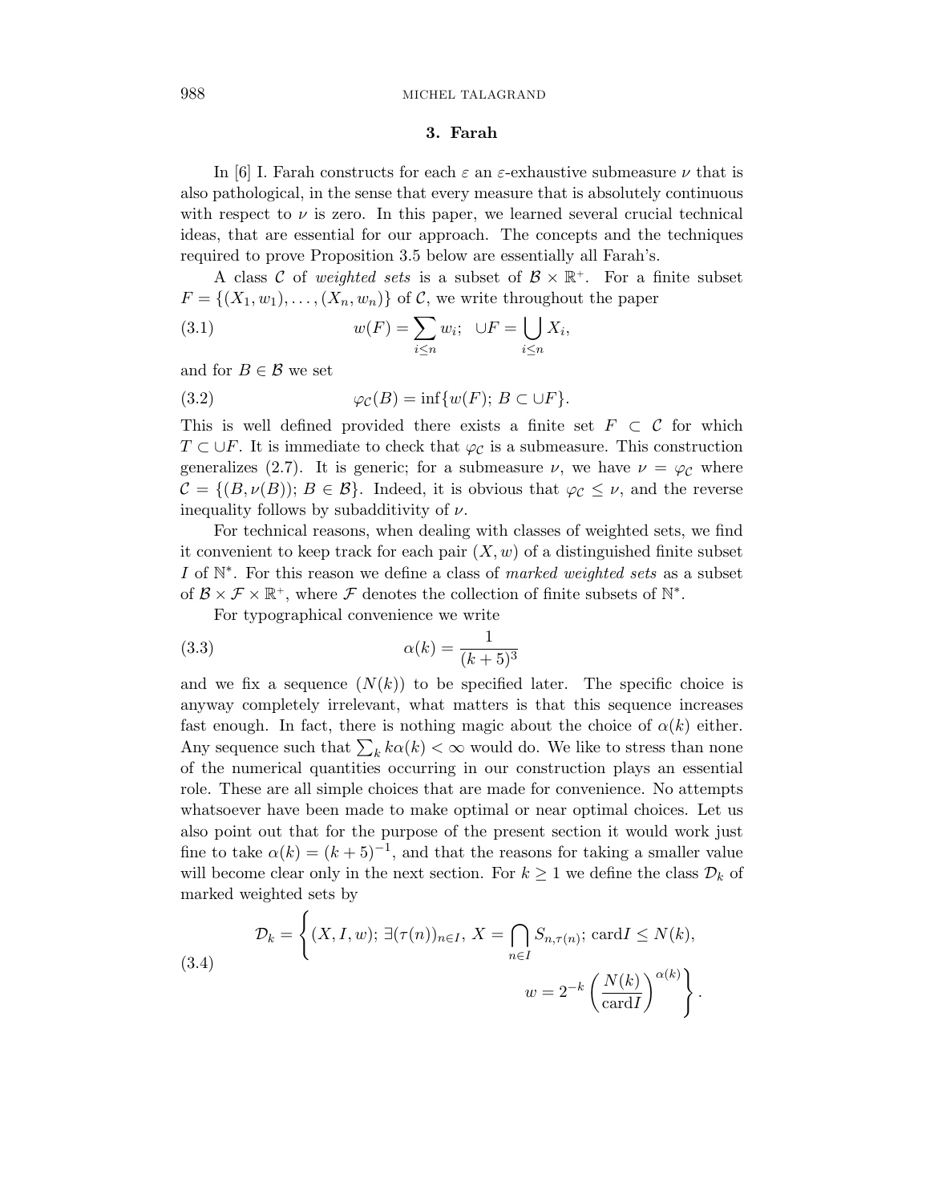## 3. Farah

In [6] I. Farah constructs for each $\varepsilon$ an $\varepsilon$-exhaustive submeasure $\nu$ that is also pathological, in the sense that every measure that is absolutely continuous with respect to $\nu$ is zero. In this paper, we learned several crucial technical ideas, that are essential for our approach. The concepts and the techniques required to prove Proposition 3.5 below are essentially all Farah's.

A class $\mathcal{C}$ of *weighted sets* is a subset of $\mathcal{B} \times \mathbb{R}^+$. For a finite subset $F = \{(X_1, w_1), \ldots, (X_n, w_n)\}$ of $\mathcal{C}$, we write throughout the paper

$$w(F) = \sum_{i \leq n} w_i; \quad \cup F = \bigcup_{i \leq n} X_i, \tag{3.1}$$

and for $B \in \mathcal{B}$ we set

$$\varphi_{\mathcal{C}}(B) = \inf\{w(F); \, B \subset \cup F\}. \tag{3.2}$$

This is well defined provided there exists a finite set $F \subset \mathcal{C}$ for which $T \subset \cup F$. It is immediate to check that $\varphi_{\mathcal{C}}$ is a submeasure. This construction generalizes (2.7). It is generic; for a submeasure $\nu$, we have $\nu = \varphi_{\mathcal{C}}$ where $\mathcal{C} = \{(B, \nu(B)); \, B \in \mathcal{B}\}$. Indeed, it is obvious that $\varphi_{\mathcal{C}} \leq \nu$, and the reverse inequality follows by subadditivity of $\nu$.

For technical reasons, when dealing with classes of weighted sets, we find it convenient to keep track for each pair $(X, w)$ of a distinguished finite subset $I$ of $\mathbb{N}^*$. For this reason we define a class of *marked weighted sets* as a subset of $\mathcal{B} \times \mathcal{F} \times \mathbb{R}^+$, where $\mathcal{F}$ denotes the collection of finite subsets of $\mathbb{N}^*$.

For typographical convenience we write

$$\alpha(k) = \frac{1}{(k+5)^3} \tag{3.3}$$

and we fix a sequence $(N(k))$ to be specified later. The specific choice is anyway completely irrelevant, what matters is that this sequence increases fast enough. In fact, there is nothing magic about the choice of $\alpha(k)$ either. Any sequence such that $\sum_k k\alpha(k) < \infty$ would do. We like to stress than none of the numerical quantities occurring in our construction plays an essential role. These are all simple choices that are made for convenience. No attempts whatsoever have been made to make optimal or near optimal choices. Let us also point out that for the purpose of the present section it would work just fine to take $\alpha(k) = (k+5)^{-1}$, and that the reasons for taking a smaller value will become clear only in the next section. For $k \geq 1$ we define the class $\mathcal{D}_k$ of marked weighted sets by

$$\mathcal{D}_k = \left\{ (X, I, w); \, \exists (\tau(n))_{n \in I}, \, X = \bigcap_{n \in I} S_{n, \tau(n)}; \, \mathrm{card} I \leq N(k), \right.$$
$$\left. w = 2^{-k} \left( \frac{N(k)}{\mathrm{card} I} \right)^{\alpha(k)} \right\}. \tag{3.4}$$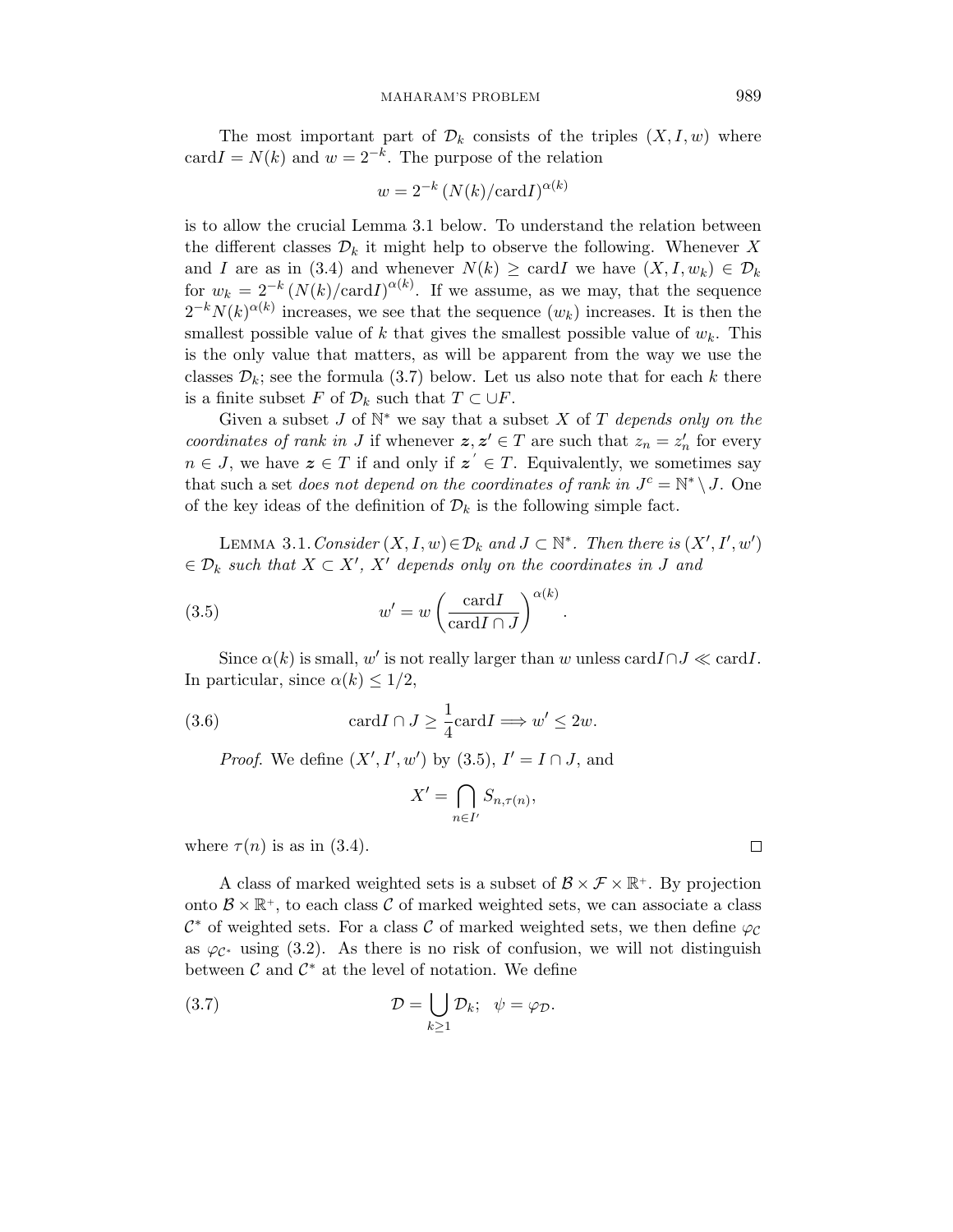The most important part of $\mathcal{D}_k$ consists of the triples $(X, I, w)$ where $\mathrm{card} I = N(k)$ and $w = 2^{-k}$. The purpose of the relation

$$w = 2^{-k} \left(N(k)/\mathrm{card} I\right)^{\alpha(k)}$$

is to allow the crucial Lemma 3.1 below. To understand the relation between the different classes $\mathcal{D}_k$ it might help to observe the following. Whenever $X$ and $I$ are as in (3.4) and whenever $N(k) \geq \mathrm{card} I$ we have $(X, I, w_k) \in \mathcal{D}_k$ for $w_k = 2^{-k} \left(N(k)/\mathrm{card} I\right)^{\alpha(k)}$. If we assume, as we may, that the sequence $2^{-k} N(k)^{\alpha(k)}$ increases, we see that the sequence $(w_k)$ increases. It is then the smallest possible value of $k$ that gives the smallest possible value of $w_k$. This is the only value that matters, as will be apparent from the way we use the classes $\mathcal{D}_k$; see the formula (3.7) below. Let us also note that for each $k$ there is a finite subset $F$ of $\mathcal{D}_k$ such that $T \subset \cup F$.

Given a subset $J$ of $\mathbb{N}^*$ we say that a subset $X$ of $T$ *depends only on the coordinates of rank in* $J$ if whenever $\boldsymbol{z}, \boldsymbol{z}' \in T$ are such that $z_n = z'_n$ for every $n \in J$, we have $\boldsymbol{z} \in T$ if and only if $\boldsymbol{z}' \in T$. Equivalently, we sometimes say that such a set *does not depend on the coordinates of rank in* $J^c = \mathbb{N}^* \setminus J$. One of the key ideas of the definition of $\mathcal{D}_k$ is the following simple fact.

Lemma 3.1. *Consider* $(X, I, w) \in \mathcal{D}_k$ *and* $J \subset \mathbb{N}^*$. *Then there is* $(X', I', w') \in \mathcal{D}_k$ *such that* $X \subset X'$, $X'$ *depends only on the coordinates in* $J$ *and*

$$w' = w \left(\frac{\mathrm{card} I}{\mathrm{card} I \cap J}\right)^{\alpha(k)}. \tag{3.5}$$

Since $\alpha(k)$ is small, $w'$ is not really larger than $w$ unless $\mathrm{card} I \cap J \ll \mathrm{card} I$. In particular, since $\alpha(k) \leq 1/2$,

$$\mathrm{card} I \cap J \geq \frac{1}{4} \mathrm{card} I \Longrightarrow w' \leq 2w. \tag{3.6}$$

*Proof.* We define $(X', I', w')$ by (3.5), $I' = I \cap J$, and

$$X' = \bigcap_{n \in I'} S_{n, \tau(n)},$$

where $\tau(n)$ is as in (3.4). $\square$

A class of marked weighted sets is a subset of $\mathcal{B} \times \mathcal{F} \times \mathbb{R}^+$. By projection onto $\mathcal{B} \times \mathbb{R}^+$, to each class $\mathcal{C}$ of marked weighted sets, we can associate a class $\mathcal{C}^*$ of weighted sets. For a class $\mathcal{C}$ of marked weighted sets, we then define $\varphi_{\mathcal{C}}$ as $\varphi_{\mathcal{C}^*}$ using (3.2). As there is no risk of confusion, we will not distinguish between $\mathcal{C}$ and $\mathcal{C}^*$ at the level of notation. We define

$$\mathcal{D} = \bigcup_{k \geq 1} \mathcal{D}_k; \quad \psi = \varphi_{\mathcal{D}}. \tag{3.7}$$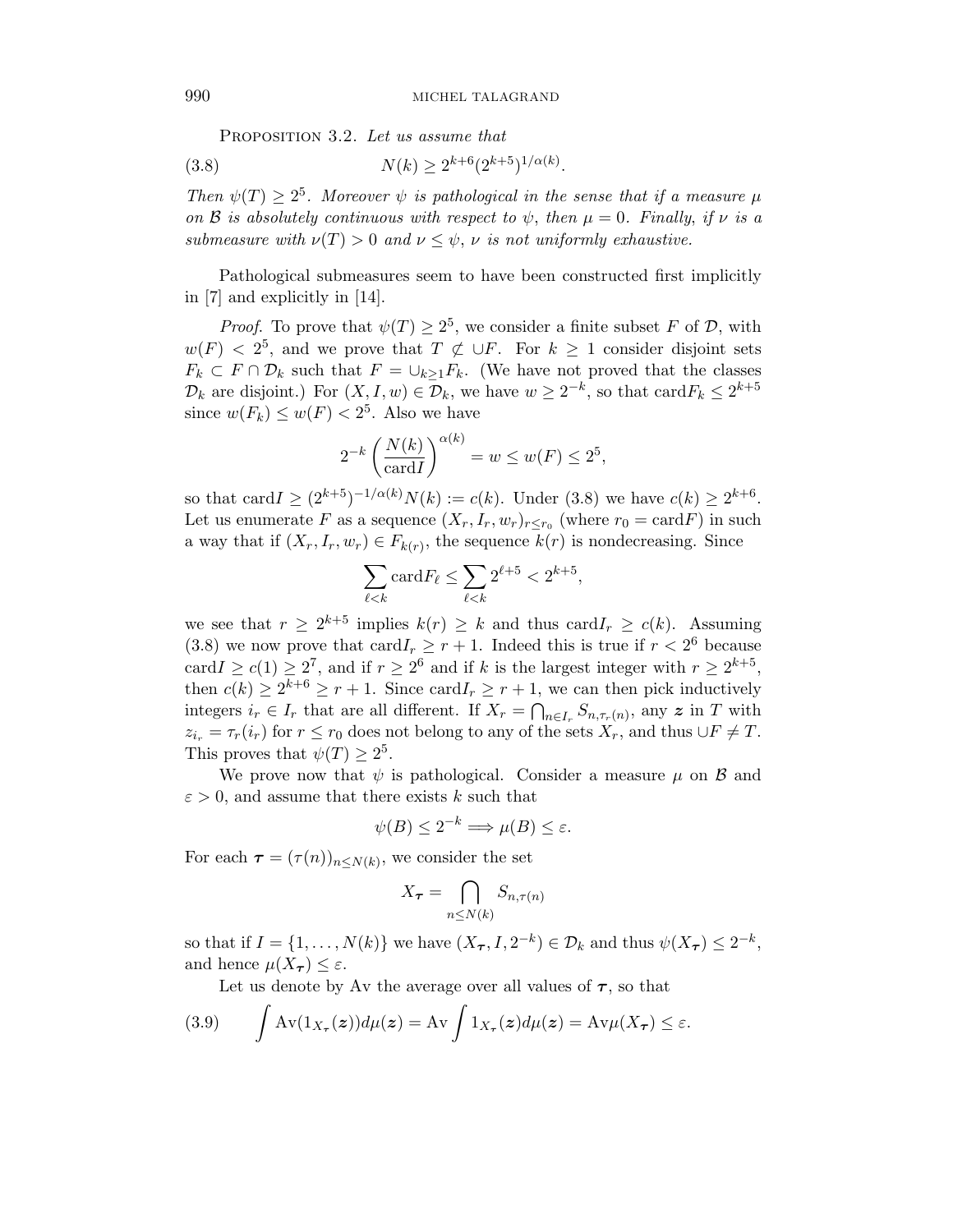PROPOSITION 3.2. *Let us assume that*

$$N(k) \geq 2^{k+6}(2^{k+5})^{1/\alpha(k)}. \tag{3.8}$$

*Then $\psi(T) \geq 2^5$. Moreover $\psi$ is pathological in the sense that if a measure $\mu$ on $\mathcal{B}$ is absolutely continuous with respect to $\psi$, then $\mu = 0$. Finally, if $\nu$ is a submeasure with $\nu(T) > 0$ and $\nu \leq \psi$, $\nu$ is not uniformly exhaustive.*

Pathological submeasures seem to have been constructed first implicitly in [7] and explicitly in [14].

*Proof.* To prove that $\psi(T) \geq 2^5$, we consider a finite subset $F$ of $\mathcal{D}$, with $w(F) < 2^5$, and we prove that $T \not\subset \cup F$. For $k \geq 1$ consider disjoint sets $F_k \subset F \cap \mathcal{D}_k$ such that $F = \cup_{k\geq 1} F_k$. (We have not proved that the classes $\mathcal{D}_k$ are disjoint.) For $(X, I, w) \in \mathcal{D}_k$, we have $w \geq 2^{-k}$, so that $\mathrm{card} F_k \leq 2^{k+5}$ since $w(F_k) \leq w(F) < 2^5$. Also we have

$$2^{-k}\left(\frac{N(k)}{\mathrm{card} I}\right)^{\alpha(k)} = w \leq w(F) \leq 2^5,$$

so that $\mathrm{card} I \geq (2^{k+5})^{-1/\alpha(k)} N(k) := c(k)$. Under (3.8) we have $c(k) \geq 2^{k+6}$. Let us enumerate $F$ as a sequence $(X_r, I_r, w_r)_{r\leq r_0}$ (where $r_0 = \mathrm{card} F$) in such a way that if $(X_r, I_r, w_r) \in F_{k(r)}$, the sequence $k(r)$ is nondecreasing. Since

$$\sum_{\ell<k} \mathrm{card} F_\ell \leq \sum_{\ell<k} 2^{\ell+5} < 2^{k+5},$$

we see that $r \geq 2^{k+5}$ implies $k(r) \geq k$ and thus $\mathrm{card} I_r \geq c(k)$. Assuming (3.8) we now prove that $\mathrm{card} I_r \geq r+1$. Indeed this is true if $r < 2^6$ because $\mathrm{card} I \geq c(1) \geq 2^7$, and if $r \geq 2^6$ and if $k$ is the largest integer with $r \geq 2^{k+5}$, then $c(k) \geq 2^{k+6} \geq r+1$. Since $\mathrm{card} I_r \geq r+1$, we can then pick inductively integers $i_r \in I_r$ that are all different. If $X_r = \bigcap_{n\in I_r} S_{n,\tau_r(n)}$, any $\boldsymbol{z}$ in $T$ with $z_{i_r} = \tau_r(i_r)$ for $r \leq r_0$ does not belong to any of the sets $X_r$, and thus $\cup F \neq T$. This proves that $\psi(T) \geq 2^5$.

We prove now that $\psi$ is pathological. Consider a measure $\mu$ on $\mathcal{B}$ and $\varepsilon > 0$, and assume that there exists $k$ such that

$$\psi(B) \leq 2^{-k} \Longrightarrow \mu(B) \leq \varepsilon.$$

For each $\boldsymbol{\tau} = (\tau(n))_{n\leq N(k)}$, we consider the set

$$X_{\boldsymbol{\tau}} = \bigcap_{n\leq N(k)} S_{n,\tau(n)}$$

so that if $I = \{1, \ldots, N(k)\}$ we have $(X_{\boldsymbol{\tau}}, I, 2^{-k}) \in \mathcal{D}_k$ and thus $\psi(X_{\boldsymbol{\tau}}) \leq 2^{-k}$, and hence $\mu(X_{\boldsymbol{\tau}}) \leq \varepsilon$.

Let us denote by Av the average over all values of $\boldsymbol{\tau}$, so that

$$\int \mathrm{Av}(1_{X_{\boldsymbol{\tau}}}(\boldsymbol{z}))d\mu(\boldsymbol{z}) = \mathrm{Av}\int 1_{X_{\boldsymbol{\tau}}}(\boldsymbol{z})d\mu(\boldsymbol{z}) = \mathrm{Av}\mu(X_{\boldsymbol{\tau}}) \leq \varepsilon. \tag{3.9}$$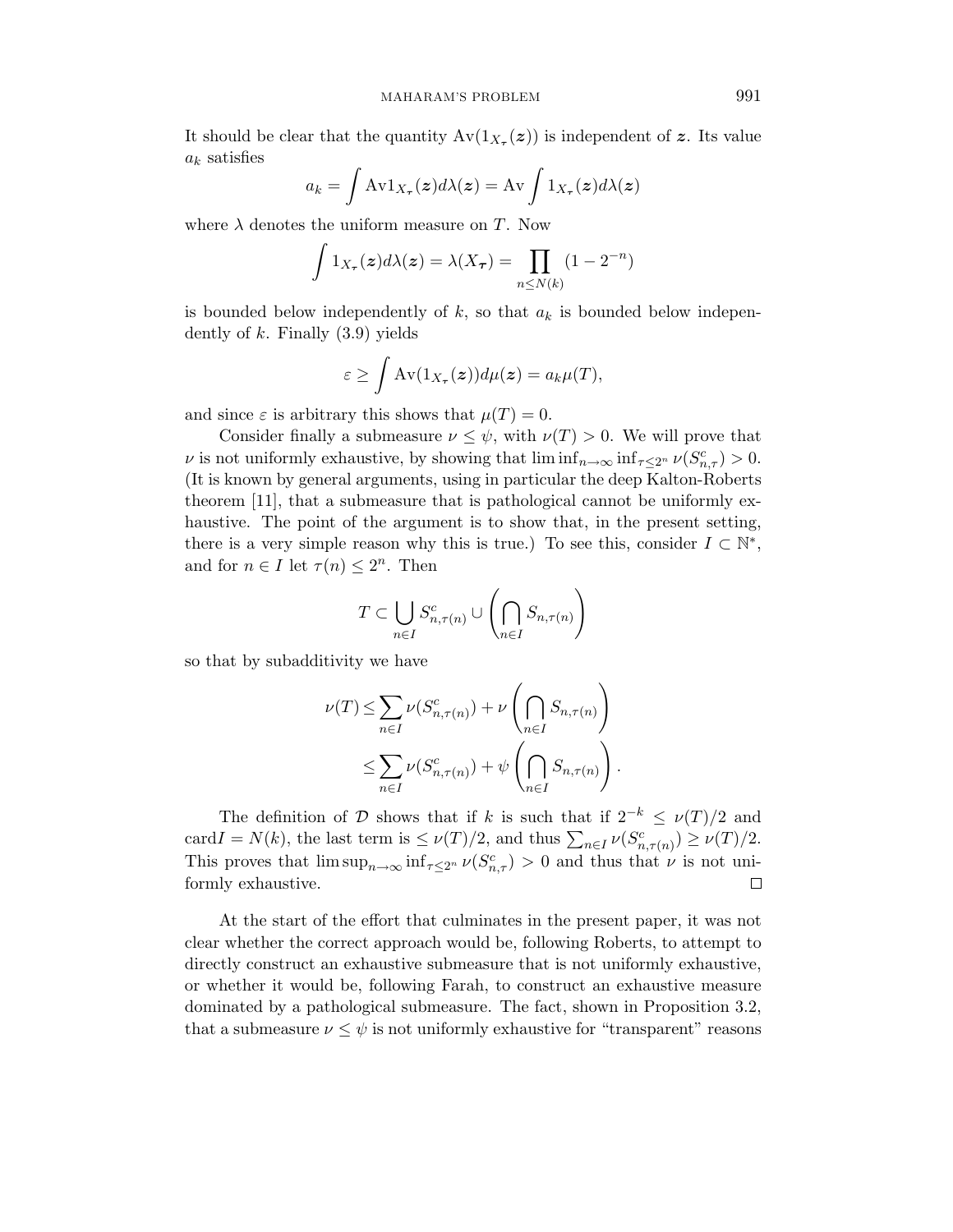It should be clear that the quantity $\mathrm{Av}(1_{X_\tau}(\boldsymbol{z}))$ is independent of $\boldsymbol{z}$. Its value $a_k$ satisfies

$$a_k = \int \mathrm{Av} 1_{X_\tau}(\boldsymbol{z}) d\lambda(\boldsymbol{z}) = \mathrm{Av} \int 1_{X_\tau}(\boldsymbol{z}) d\lambda(\boldsymbol{z})$$

where $\lambda$ denotes the uniform measure on $T$. Now

$$\int 1_{X_\tau}(\boldsymbol{z}) d\lambda(\boldsymbol{z}) = \lambda(X_{\boldsymbol{\tau}}) = \prod_{n \le N(k)} (1 - 2^{-n})$$

is bounded below independently of $k$, so that $a_k$ is bounded below independently of $k$. Finally (3.9) yields

$$\varepsilon \ge \int \mathrm{Av}(1_{X_\tau}(\boldsymbol{z})) d\mu(\boldsymbol{z}) = a_k \mu(T),$$

and since $\varepsilon$ is arbitrary this shows that $\mu(T) = 0$.

Consider finally a submeasure $\nu \le \psi$, with $\nu(T) > 0$. We will prove that $\nu$ is not uniformly exhaustive, by showing that $\liminf_{n\to\infty} \inf_{\tau \le 2^n} \nu(S^c_{n,\tau}) > 0$. (It is known by general arguments, using in particular the deep Kalton-Roberts theorem [11], that a submeasure that is pathological cannot be uniformly exhaustive. The point of the argument is to show that, in the present setting, there is a very simple reason why this is true.) To see this, consider $I \subset \mathbb{N}^*$, and for $n \in I$ let $\tau(n) \le 2^n$. Then

$$T \subset \bigcup_{n \in I} S^c_{n,\tau(n)} \cup \left( \bigcap_{n \in I} S_{n,\tau(n)} \right)$$

so that by subadditivity we have

$$\begin{aligned} \nu(T) &\le \sum_{n \in I} \nu(S^c_{n,\tau(n)}) + \nu\left( \bigcap_{n \in I} S_{n,\tau(n)} \right) \\ &\le \sum_{n \in I} \nu(S^c_{n,\tau(n)}) + \psi\left( \bigcap_{n \in I} S_{n,\tau(n)} \right). \end{aligned}$$

The definition of $\mathcal{D}$ shows that if $k$ is such that if $2^{-k} \le \nu(T)/2$ and $\mathrm{card} I = N(k)$, the last term is $\le \nu(T)/2$, and thus $\sum_{n \in I} \nu(S^c_{n,\tau(n)}) \ge \nu(T)/2$. This proves that $\limsup_{n\to\infty} \inf_{\tau \le 2^n} \nu(S^c_{n,\tau}) > 0$ and thus that $\nu$ is not uniformly exhaustive. □

At the start of the effort that culminates in the present paper, it was not clear whether the correct approach would be, following Roberts, to attempt to directly construct an exhaustive submeasure that is not uniformly exhaustive, or whether it would be, following Farah, to construct an exhaustive measure dominated by a pathological submeasure. The fact, shown in Proposition 3.2, that a submeasure $\nu \le \psi$ is not uniformly exhaustive for "transparent" reasons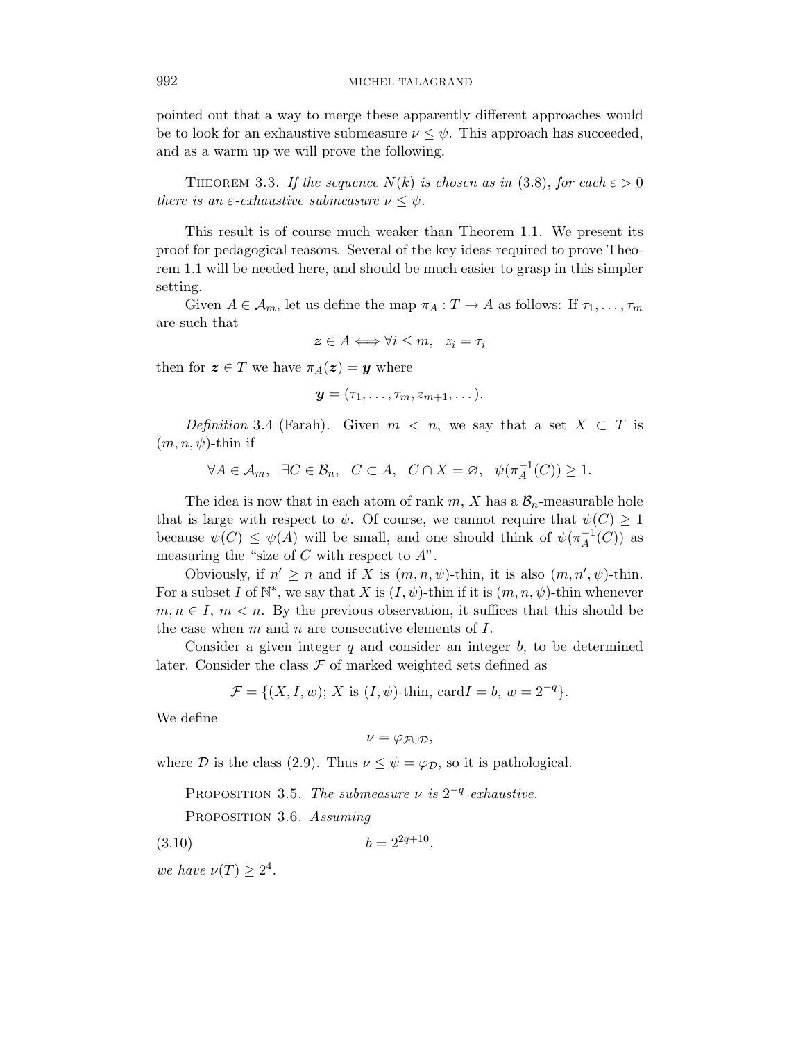pointed out that a way to merge these apparently different approaches would be to look for an exhaustive submeasure $\nu \leq \psi$. This approach has succeeded, and as a warm up we will prove the following.

THEOREM 3.3. *If the sequence $N(k)$ is chosen as in (3.8), for each $\varepsilon > 0$ there is an $\varepsilon$-exhaustive submeasure $\nu \leq \psi$.*

This result is of course much weaker than Theorem 1.1. We present its proof for pedagogical reasons. Several of the key ideas required to prove Theorem 1.1 will be needed here, and should be much easier to grasp in this simpler setting.

Given $A \in \mathcal{A}_m$, let us define the map $\pi_A : T \to A$ as follows: If $\tau_1, \dots, \tau_m$ are such that

$$\boldsymbol{z} \in A \Longleftrightarrow \forall i \leq m, \quad z_i = \tau_i$$

then for $\boldsymbol{z} \in T$ we have $\pi_A(\boldsymbol{z}) = \boldsymbol{y}$ where

$$\boldsymbol{y} = (\tau_1, \dots, \tau_m, z_{m+1}, \dots).$$

*Definition* 3.4 (Farah). Given $m < n$, we say that a set $X \subset T$ is $(m, n, \psi)$-thin if

$$\forall A \in \mathcal{A}_m, \quad \exists C \in \mathcal{B}_n, \quad C \subset A, \quad C \cap X = \varnothing, \quad \psi(\pi_A^{-1}(C)) \geq 1.$$

The idea is now that in each atom of rank $m$, $X$ has a $\mathcal{B}_n$-measurable hole that is large with respect to $\psi$. Of course, we cannot require that $\psi(C) \geq 1$ because $\psi(C) \leq \psi(A)$ will be small, and one should think of $\psi(\pi_A^{-1}(C))$ as measuring the "size of $C$ with respect to $A$".

Obviously, if $n' \geq n$ and if $X$ is $(m, n, \psi)$-thin, it is also $(m, n', \psi)$-thin. For a subset $I$ of $\mathbb{N}^*$, we say that $X$ is $(I, \psi)$-thin if it is $(m, n, \psi)$-thin whenever $m, n \in I$, $m < n$. By the previous observation, it suffices that this should be the case when $m$ and $n$ are consecutive elements of $I$.

Consider a given integer $q$ and consider an integer $b$, to be determined later. Consider the class $\mathcal{F}$ of marked weighted sets defined as

$$\mathcal{F} = \{(X, I, w);\ X \text{ is } (I, \psi)\text{-thin, card} I = b,\ w = 2^{-q}\}.$$

We define

$$\nu = \varphi_{\mathcal{F} \cup \mathcal{D}},$$

where $\mathcal{D}$ is the class (2.9). Thus $\nu \leq \psi = \varphi_{\mathcal{D}}$, so it is pathological.

PROPOSITION 3.5. *The submeasure $\nu$ is $2^{-q}$-exhaustive.*

PROPOSITION 3.6. *Assuming*

$$b = 2^{2q+10}, \tag{3.10}$$

*we have $\nu(T) \geq 2^4$.*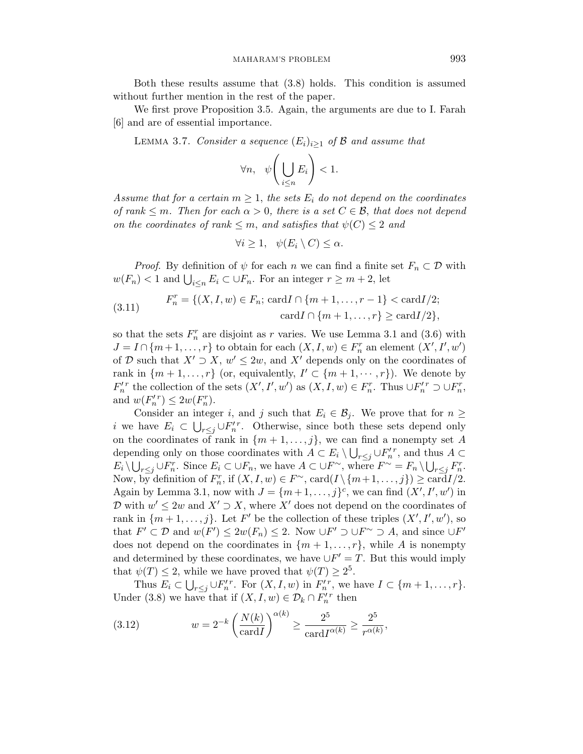Both these results assume that (3.8) holds. This condition is assumed without further mention in the rest of the paper.

We first prove Proposition 3.5. Again, the arguments are due to I. Farah [6] and are of essential importance.

Lemma 3.7. *Consider a sequence $(E_i)_{i\geq 1}$ of $\mathcal{B}$ and assume that*

$$\forall n, \quad \psi\left(\bigcup_{i\leq n} E_i\right) < 1.$$

*Assume that for a certain $m \geq 1$, the sets $E_i$ do not depend on the coordinates of rank $\leq m$. Then for each $\alpha > 0$, there is a set $C \in \mathcal{B}$, that does not depend on the coordinates of rank $\leq m$, and satisfies that $\psi(C) \leq 2$ and*

$$\forall i \geq 1, \quad \psi(E_i \setminus C) \leq \alpha.$$

*Proof.* By definition of $\psi$ for each $n$ we can find a finite set $F_n \subset \mathcal{D}$ with $w(F_n) < 1$ and $\bigcup_{i\leq n} E_i \subset \cup F_n$. For an integer $r \geq m+2$, let

$$F_n^r = \{(X, I, w) \in F_n;\ \mathrm{card} I \cap \{m+1, \ldots, r-1\} < \mathrm{card} I/2; \qquad \mathrm{card} I \cap \{m+1, \ldots, r\} \geq \mathrm{card} I/2\}, \tag{3.11}$$

so that the sets $F_n^r$ are disjoint as $r$ varies. We use Lemma 3.1 and (3.6) with $J = I \cap \{m+1, \ldots, r\}$ to obtain for each $(X, I, w) \in F_n^r$ an element $(X', I', w')$ of $\mathcal{D}$ such that $X' \supset X$, $w' \leq 2w$, and $X'$ depends only on the coordinates of rank in $\{m+1, \ldots, r\}$ (or, equivalently, $I' \subset \{m+1, \cdots, r\}$). We denote by $F_n'^r$ the collection of the sets $(X', I', w')$ as $(X, I, w) \in F_n^r$. Thus $\cup F_n'^r \supset \cup F_n^r$, and $w(F_n'^r) \leq 2w(F_n^r)$.

Consider an integer $i$, and $j$ such that $E_i \in \mathcal{B}_j$. We prove that for $n \geq i$ we have $E_i \subset \bigcup_{r\leq j} \cup F_n'^r$. Otherwise, since both these sets depend only on the coordinates of rank in $\{m+1, \ldots, j\}$, we can find a nonempty set $A$ depending only on those coordinates with $A \subset E_i \setminus \bigcup_{r\leq j} \cup F_n'^r$, and thus $A \subset E_i \setminus \bigcup_{r\leq j} \cup F_n^r$. Since $E_i \subset \cup F_n$, we have $A \subset \cup F^{\sim}$, where $F^{\sim} = F_n \setminus \bigcup_{r\leq j} F_n^r$. Now, by definition of $F_n^r$, if $(X, I, w) \in F^{\sim}$, $\mathrm{card}(I \setminus \{m+1, \ldots, j\}) \geq \mathrm{card} I/2$. Again by Lemma 3.1, now with $J = \{m+1, \ldots, j\}^c$, we can find $(X', I', w')$ in $\mathcal{D}$ with $w' \leq 2w$ and $X' \supset X$, where $X'$ does not depend on the coordinates of rank in $\{m+1, \ldots, j\}$. Let $F'$ be the collection of these triples $(X', I', w')$, so that $F' \subset \mathcal{D}$ and $w(F') \leq 2w(F_n) \leq 2$. Now $\cup F' \supset \cup F^{\sim} \supset A$, and since $\cup F'$ does not depend on the coordinates in $\{m+1, \ldots, r\}$, while $A$ is nonempty and determined by these coordinates, we have $\cup F' = T$. But this would imply that $\psi(T) \leq 2$, while we have proved that $\psi(T) \geq 2^5$.

Thus $E_i \subset \bigcup_{r\leq j} \cup F_n'^r$. For $(X, I, w)$ in $F_n'^r$, we have $I \subset \{m+1, \ldots, r\}$. Under (3.8) we have that if $(X, I, w) \in \mathcal{D}_k \cap F_n'^r$ then

$$w = 2^{-k}\left(\frac{N(k)}{\mathrm{card} I}\right)^{\alpha(k)} \geq \frac{2^5}{\mathrm{card} I^{\alpha(k)}} \geq \frac{2^5}{r^{\alpha(k)}}, \tag{3.12}$$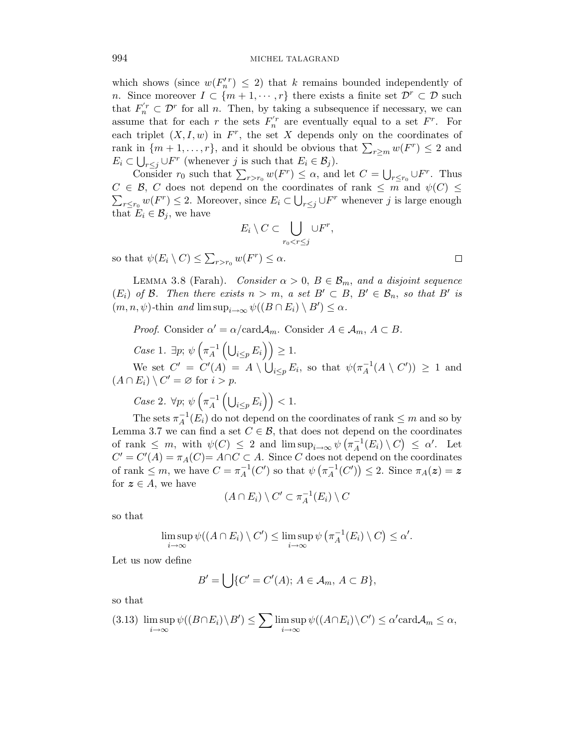which shows (since $w(F_n'^r) \leq 2$) that $k$ remains bounded independently of $n$. Since moreover $I \subset \{m+1, \cdots, r\}$ there exists a finite set $\mathcal{D}^r \subset \mathcal{D}$ such that $F_n'^r \subset \mathcal{D}^r$ for all $n$. Then, by taking a subsequence if necessary, we can assume that for each $r$ the sets $F_n'^r$ are eventually equal to a set $F^r$. For each triplet $(X, I, w)$ in $F^r$, the set $X$ depends only on the coordinates of rank in $\{m+1, \ldots, r\}$, and it should be obvious that $\sum_{r \geq m} w(F^r) \leq 2$ and $E_i \subset \bigcup_{r \leq j} \cup F^r$ (whenever $j$ is such that $E_i \in \mathcal{B}_j$).

Consider $r_0$ such that $\sum_{r > r_0} w(F^r) \leq \alpha$, and let $C = \bigcup_{r \leq r_0} \cup F^r$. Thus $C \in \mathcal{B}$, $C$ does not depend on the coordinates of rank $\leq m$ and $\psi(C) \leq \sum_{r \leq r_0} w(F^r) \leq 2$. Moreover, since $E_i \subset \bigcup_{r \leq j} \cup F^r$ whenever $j$ is large enough that $E_i \in \mathcal{B}_j$, we have

$$E_i \setminus C \subset \bigcup_{r_0 < r \leq j} \cup F^r,$$

so that $\psi(E_i \setminus C) \leq \sum_{r > r_0} w(F^r) \leq \alpha$. $\square$

Lemma 3.8 (Farah). *Consider $\alpha > 0$, $B \in \mathcal{B}_m$, and a disjoint sequence $(E_i)$ of $\mathcal{B}$. Then there exists $n > m$, a set $B' \subset B$, $B' \in \mathcal{B}_n$, so that $B'$ is $(m, n, \psi)$-thin and $\limsup_{i \to \infty} \psi((B \cap E_i) \setminus B') \leq \alpha$.*

*Proof.* Consider $\alpha' = \alpha / \mathrm{card} \mathcal{A}_m$. Consider $A \in \mathcal{A}_m$, $A \subset B$.

*Case* 1. $\exists p;\ \psi\left(\pi_A^{-1}\left(\bigcup_{i \leq p} E_i\right)\right) \geq 1$.

We set $C' = C'(A) = A \setminus \bigcup_{i \leq p} E_i$, so that $\psi(\pi_A^{-1}(A \setminus C')) \geq 1$ and $(A \cap E_i) \setminus C' = \varnothing$ for $i > p$.

*Case* 2. $\forall p;\ \psi\left(\pi_A^{-1}\left(\bigcup_{i \leq p} E_i\right)\right) < 1$.

The sets $\pi_A^{-1}(E_i)$ do not depend on the coordinates of rank $\leq m$ and so by Lemma 3.7 we can find a set $C \in \mathcal{B}$, that does not depend on the coordinates of rank $\leq m$, with $\psi(C) \leq 2$ and $\limsup_{i \to \infty} \psi\left(\pi_A^{-1}(E_i) \setminus C\right) \leq \alpha'$. Let $C' = C'(A) = \pi_A(C) = A \cap C \subset A$. Since $C$ does not depend on the coordinates of rank $\leq m$, we have $C = \pi_A^{-1}(C')$ so that $\psi\left(\pi_A^{-1}(C')\right) \leq 2$. Since $\pi_A(\boldsymbol{z}) = \boldsymbol{z}$ for $\boldsymbol{z} \in A$, we have

$$(A \cap E_i) \setminus C' \subset \pi_A^{-1}(E_i) \setminus C$$

so that

$$\limsup_{i \to \infty} \psi((A \cap E_i) \setminus C') \leq \limsup_{i \to \infty} \psi\left(\pi_A^{-1}(E_i) \setminus C\right) \leq \alpha'.$$

Let us now define

$$B' = \bigcup \{C' = C'(A);\ A \in \mathcal{A}_m,\ A \subset B\},$$

so that

$$\limsup_{i \to \infty} \psi((B \cap E_i) \setminus B') \leq \sum \limsup_{i \to \infty} \psi((A \cap E_i) \setminus C') \leq \alpha' \mathrm{card} \mathcal{A}_m \leq \alpha, \tag{3.13}$$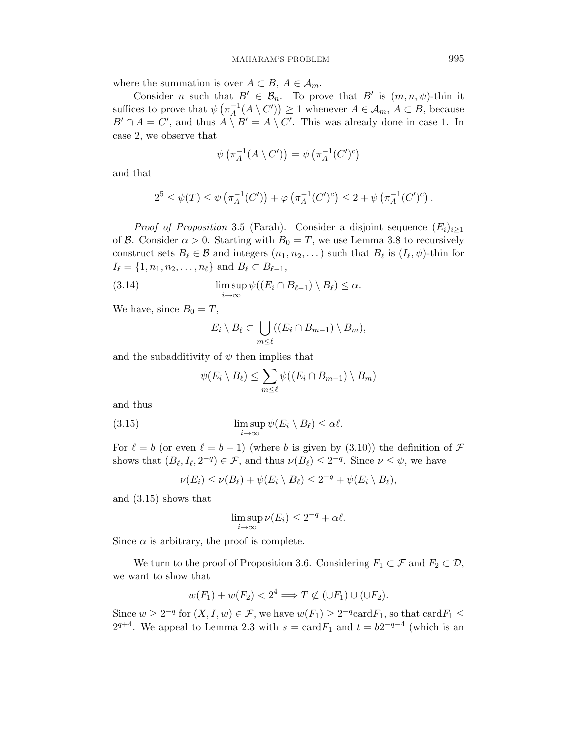where the summation is over $A \subset B$, $A \in \mathcal{A}_m$.

Consider $n$ such that $B' \in \mathcal{B}_n$. To prove that $B'$ is $(m, n, \psi)$-thin it suffices to prove that $\psi\left(\pi_A^{-1}(A \setminus C')\right) \geq 1$ whenever $A \in \mathcal{A}_m$, $A \subset B$, because $B' \cap A = C'$, and thus $A \setminus B' = A \setminus C'$. This was already done in case 1. In case 2, we observe that

$$\psi\left(\pi_A^{-1}(A \setminus C')\right) = \psi\left(\pi_A^{-1}(C')^c\right)$$

and that

$$2^5 \leq \psi(T) \leq \psi\left(\pi_A^{-1}(C')\right) + \varphi\left(\pi_A^{-1}(C')^c\right) \leq 2 + \psi\left(\pi_A^{-1}(C')^c\right). \qquad \square$$

*Proof of Proposition* 3.5 (Farah). Consider a disjoint sequence $(E_i)_{i \geq 1}$ of $\mathcal{B}$. Consider $\alpha > 0$. Starting with $B_0 = T$, we use Lemma 3.8 to recursively construct sets $B_\ell \in \mathcal{B}$ and integers $(n_1, n_2, \dots)$ such that $B_\ell$ is $(I_\ell, \psi)$-thin for $I_\ell = \{1, n_1, n_2, \dots, n_\ell\}$ and $B_\ell \subset B_{\ell-1}$,

$$\limsup_{i \to \infty} \psi((E_i \cap B_{\ell-1}) \setminus B_\ell) \leq \alpha. \tag{3.14}$$

We have, since $B_0 = T$,

$$E_i \setminus B_\ell \subset \bigcup_{m \leq \ell} ((E_i \cap B_{m-1}) \setminus B_m),$$

and the subadditivity of $\psi$ then implies that

$$\psi(E_i \setminus B_\ell) \leq \sum_{m \leq \ell} \psi((E_i \cap B_{m-1}) \setminus B_m)$$

and thus

$$\limsup_{i \to \infty} \psi(E_i \setminus B_\ell) \leq \alpha \ell. \tag{3.15}$$

For $\ell = b$ (or even $\ell = b - 1$) (where $b$ is given by (3.10)) the definition of $\mathcal{F}$ shows that $(B_\ell, I_\ell, 2^{-q}) \in \mathcal{F}$, and thus $\nu(B_\ell) \leq 2^{-q}$. Since $\nu \leq \psi$, we have

$$\nu(E_i) \leq \nu(B_\ell) + \psi(E_i \setminus B_\ell) \leq 2^{-q} + \psi(E_i \setminus B_\ell),$$

and (3.15) shows that

$$\limsup_{i \to \infty} \nu(E_i) \leq 2^{-q} + \alpha \ell.$$

Since $\alpha$ is arbitrary, the proof is complete. $\square$

We turn to the proof of Proposition 3.6. Considering $F_1 \subset \mathcal{F}$ and $F_2 \subset \mathcal{D}$, we want to show that

$$w(F_1) + w(F_2) < 2^4 \Longrightarrow T \not\subset (\cup F_1) \cup (\cup F_2).$$

Since $w \geq 2^{-q}$ for $(X, I, w) \in \mathcal{F}$, we have $w(F_1) \geq 2^{-q} \mathrm{card} F_1$, so that $\mathrm{card} F_1 \leq 2^{q+4}$. We appeal to Lemma 2.3 with $s = \mathrm{card} F_1$ and $t = b 2^{-q-4}$ (which is an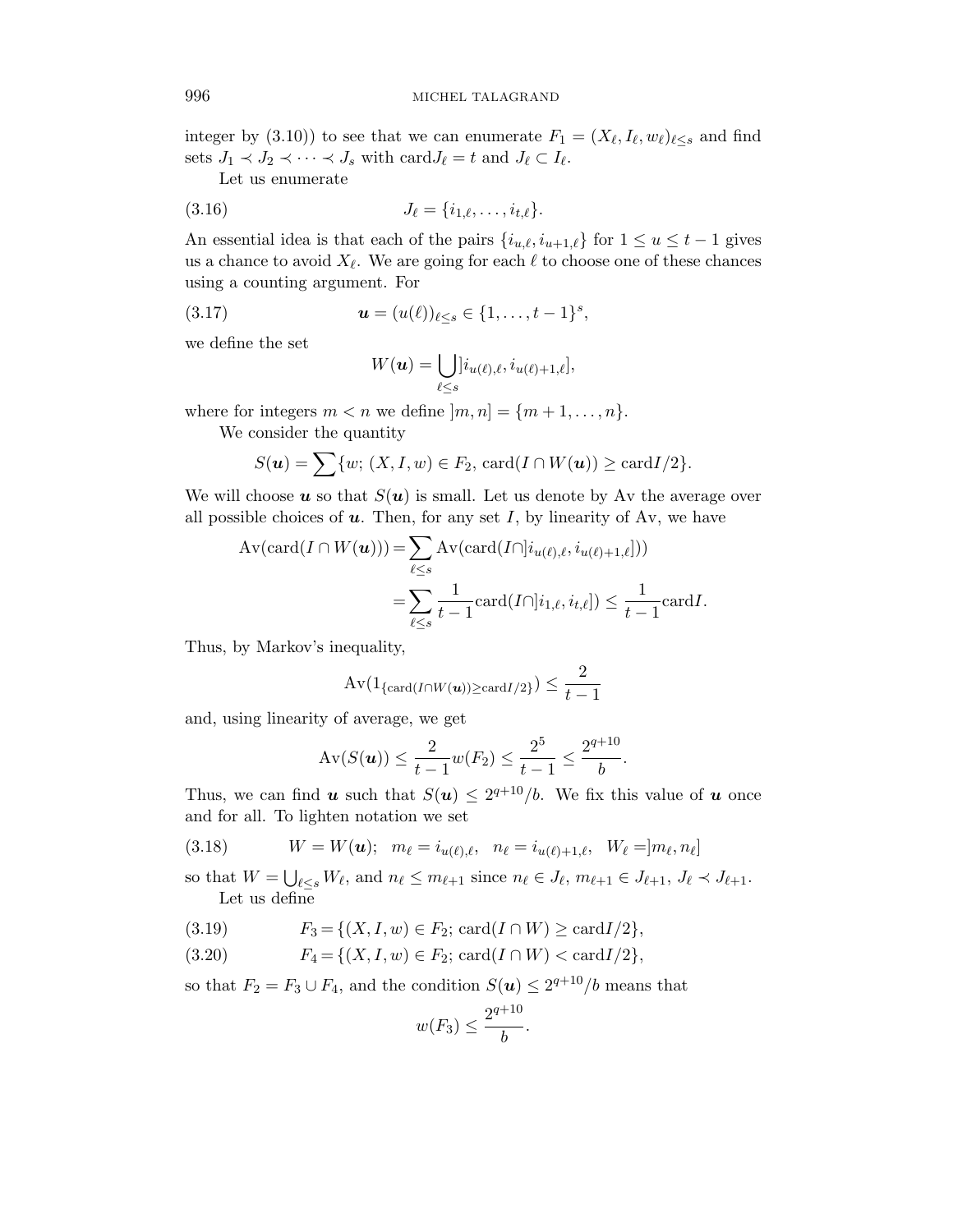integer by (3.10)) to see that we can enumerate $F_1 = (X_\ell, I_\ell, w_\ell)_{\ell \le s}$ and find sets $J_1 \prec J_2 \prec \cdots \prec J_s$ with $\mathrm{card} J_\ell = t$ and $J_\ell \subset I_\ell$.

Let us enumerate

$$J_\ell = \{i_{1,\ell}, \ldots, i_{t,\ell}\}. \tag{3.16}$$

An essential idea is that each of the pairs $\{i_{u,\ell}, i_{u+1,\ell}\}$ for $1 \le u \le t-1$ gives us a chance to avoid $X_\ell$. We are going for each $\ell$ to choose one of these chances using a counting argument. For

$$\boldsymbol{u} = (u(\ell))_{\ell \le s} \in \{1, \ldots, t-1\}^s, \tag{3.17}$$

we define the set

$$W(\boldsymbol{u}) = \bigcup_{\ell \le s} ]i_{u(\ell),\ell}, i_{u(\ell)+1,\ell}],$$

where for integers $m < n$ we define $]m, n] = \{m+1, \ldots, n\}$.

We consider the quantity

$$S(\boldsymbol{u}) = \sum \{w;\ (X, I, w) \in F_2,\ \mathrm{card}(I \cap W(\boldsymbol{u})) \ge \mathrm{card} I/2\}.$$

We will choose $\boldsymbol{u}$ so that $S(\boldsymbol{u})$ is small. Let us denote by Av the average over all possible choices of $\boldsymbol{u}$. Then, for any set $I$, by linearity of Av, we have

$$\begin{aligned}
\mathrm{Av}(\mathrm{card}(I \cap W(\boldsymbol{u}))) &= \sum_{\ell \le s} \mathrm{Av}(\mathrm{card}(I \cap ]i_{u(\ell),\ell}, i_{u(\ell)+1,\ell}])) \\
&= \sum_{\ell \le s} \frac{1}{t-1} \mathrm{card}(I \cap ]i_{1,\ell}, i_{t,\ell}]) \le \frac{1}{t-1} \mathrm{card} I.
\end{aligned}$$

Thus, by Markov's inequality,

$$\mathrm{Av}(1_{\{\mathrm{card}(I \cap W(\boldsymbol{u})) \ge \mathrm{card} I/2\}}) \le \frac{2}{t-1}$$

and, using linearity of average, we get

$$\mathrm{Av}(S(\boldsymbol{u})) \le \frac{2}{t-1} w(F_2) \le \frac{2^5}{t-1} \le \frac{2^{q+10}}{b}.$$

Thus, we can find $\boldsymbol{u}$ such that $S(\boldsymbol{u}) \le 2^{q+10}/b$. We fix this value of $\boldsymbol{u}$ once and for all. To lighten notation we set

$$W = W(\boldsymbol{u}); \quad m_\ell = i_{u(\ell),\ell}, \quad n_\ell = i_{u(\ell)+1,\ell}, \quad W_\ell = ]m_\ell, n_\ell] \tag{3.18}$$

so that $W = \bigcup_{\ell \le s} W_\ell$, and $n_\ell \le m_{\ell+1}$ since $n_\ell \in J_\ell$, $m_{\ell+1} \in J_{\ell+1}$, $J_\ell \prec J_{\ell+1}$.

Let us define

$$F_3 = \{(X, I, w) \in F_2;\ \mathrm{card}(I \cap W) \ge \mathrm{card} I/2\}, \tag{3.19}$$

$$F_4 = \{(X, I, w) \in F_2;\ \mathrm{card}(I \cap W) < \mathrm{card} I/2\}, \tag{3.20}$$

so that $F_2 = F_3 \cup F_4$, and the condition $S(\boldsymbol{u}) \le 2^{q+10}/b$ means that

$$w(F_3) \le \frac{2^{q+10}}{b}.$$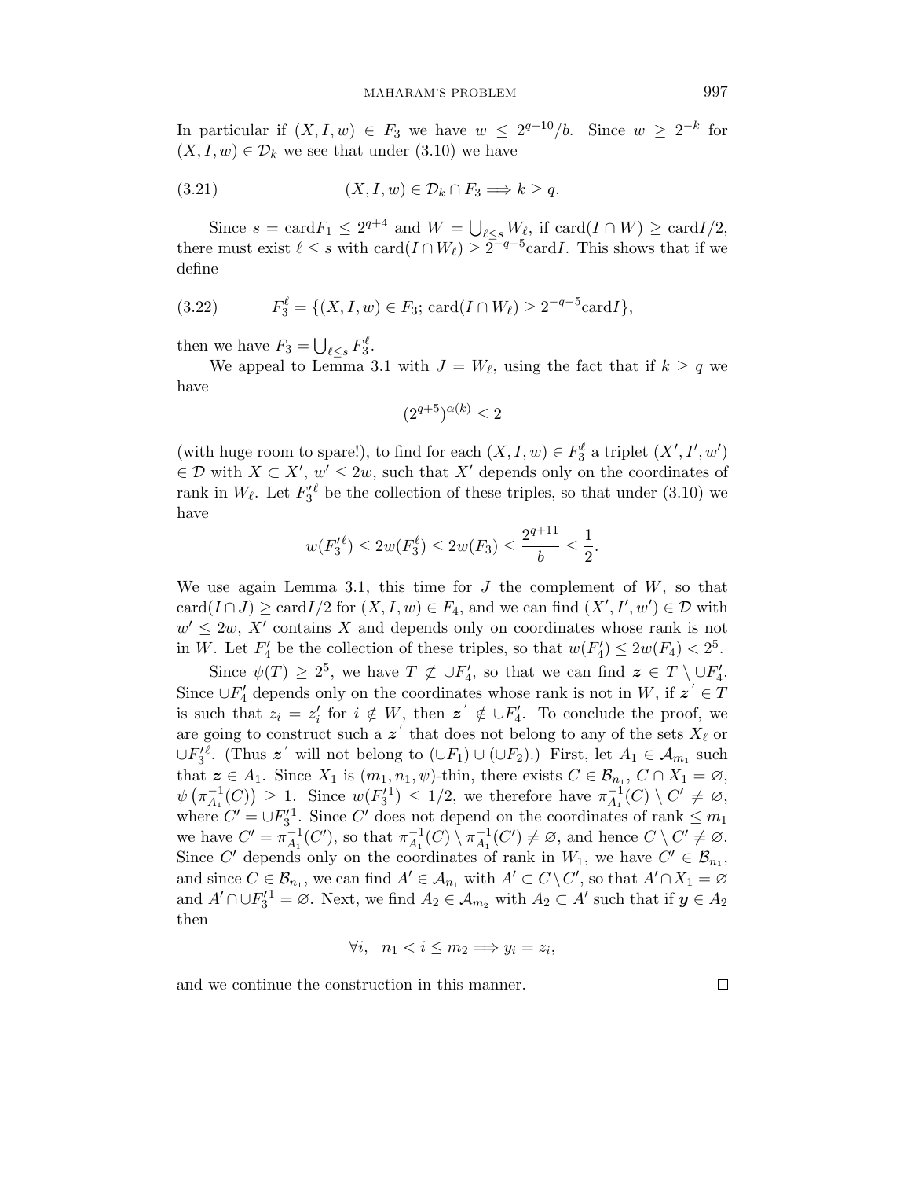In particular if $(X, I, w) \in F_3$ we have $w \le 2^{q+10}/b$. Since $w \ge 2^{-k}$ for $(X, I, w) \in \mathcal{D}_k$ we see that under (3.10) we have

$$(X, I, w) \in \mathcal{D}_k \cap F_3 \Longrightarrow k \ge q. \tag{3.21}$$

Since $s = \operatorname{card} F_1 \le 2^{q+4}$ and $W = \bigcup_{\ell \le s} W_\ell$, if $\operatorname{card}(I \cap W) \ge \operatorname{card} I/2$, there must exist $\ell \le s$ with $\operatorname{card}(I \cap W_\ell) \ge 2^{-q-5} \operatorname{card} I$. This shows that if we define

$$F_3^\ell = \{(X, I, w) \in F_3;\ \operatorname{card}(I \cap W_\ell) \ge 2^{-q-5} \operatorname{card} I\}, \tag{3.22}$$

then we have $F_3 = \bigcup_{\ell \le s} F_3^\ell$.

We appeal to Lemma 3.1 with $J = W_\ell$, using the fact that if $k \ge q$ we have

$$(2^{q+5})^{\alpha(k)} \le 2$$

(with huge room to spare!), to find for each $(X, I, w) \in F_3^\ell$ a triplet $(X', I', w') \in \mathcal{D}$ with $X \subset X'$, $w' \le 2w$, such that $X'$ depends only on the coordinates of rank in $W_\ell$. Let $F_3'^\ell$ be the collection of these triples, so that under (3.10) we have

$$w(F_3'^\ell) \le 2w(F_3^\ell) \le 2w(F_3) \le \frac{2^{q+11}}{b} \le \frac{1}{2}.$$

We use again Lemma 3.1, this time for $J$ the complement of $W$, so that $\operatorname{card}(I \cap J) \ge \operatorname{card} I/2$ for $(X, I, w) \in F_4$, and we can find $(X', I', w') \in \mathcal{D}$ with $w' \le 2w$, $X'$ contains $X$ and depends only on coordinates whose rank is not in $W$. Let $F_4'$ be the collection of these triples, so that $w(F_4') \le 2w(F_4) < 2^5$.

Since $\psi(T) \ge 2^5$, we have $T \not\subset \cup F_4'$, so that we can find $\boldsymbol{z} \in T \setminus \cup F_4'$. Since $\cup F_4'$ depends only on the coordinates whose rank is not in $W$, if $\boldsymbol{z}' \in T$ is such that $z_i = z_i'$ for $i \notin W$, then $\boldsymbol{z}' \notin \cup F_4'$. To conclude the proof, we are going to construct such a $\boldsymbol{z}'$ that does not belong to any of the sets $X_\ell$ or $\cup F_3'^\ell$. (Thus $\boldsymbol{z}'$ will not belong to $(\cup F_1) \cup (\cup F_2)$.) First, let $A_1 \in \mathcal{A}_{m_1}$ such that $\boldsymbol{z} \in A_1$. Since $X_1$ is $(m_1, n_1, \psi)$-thin, there exists $C \in \mathcal{B}_{n_1}$, $C \cap X_1 = \varnothing$, $\psi\left(\pi_{A_1}^{-1}(C)\right) \ge 1$. Since $w(F_3'^1) \le 1/2$, we therefore have $\pi_{A_1}^{-1}(C) \setminus C' \ne \varnothing$, where $C' = \cup F_3'^1$. Since $C'$ does not depend on the coordinates of rank $\le m_1$ we have $C' = \pi_{A_1}^{-1}(C')$, so that $\pi_{A_1}^{-1}(C) \setminus \pi_{A_1}^{-1}(C') \ne \varnothing$, and hence $C \setminus C' \ne \varnothing$. Since $C'$ depends only on the coordinates of rank in $W_1$, we have $C' \in \mathcal{B}_{n_1}$, and since $C \in \mathcal{B}_{n_1}$, we can find $A' \in \mathcal{A}_{n_1}$ with $A' \subset C \setminus C'$, so that $A' \cap X_1 = \varnothing$ and $A' \cap \cup F_3'^1 = \varnothing$. Next, we find $A_2 \in \mathcal{A}_{m_2}$ with $A_2 \subset A'$ such that if $\boldsymbol{y} \in A_2$ then

$$\forall i, \quad n_1 < i \le m_2 \Longrightarrow y_i = z_i,$$

and we continue the construction in this manner. □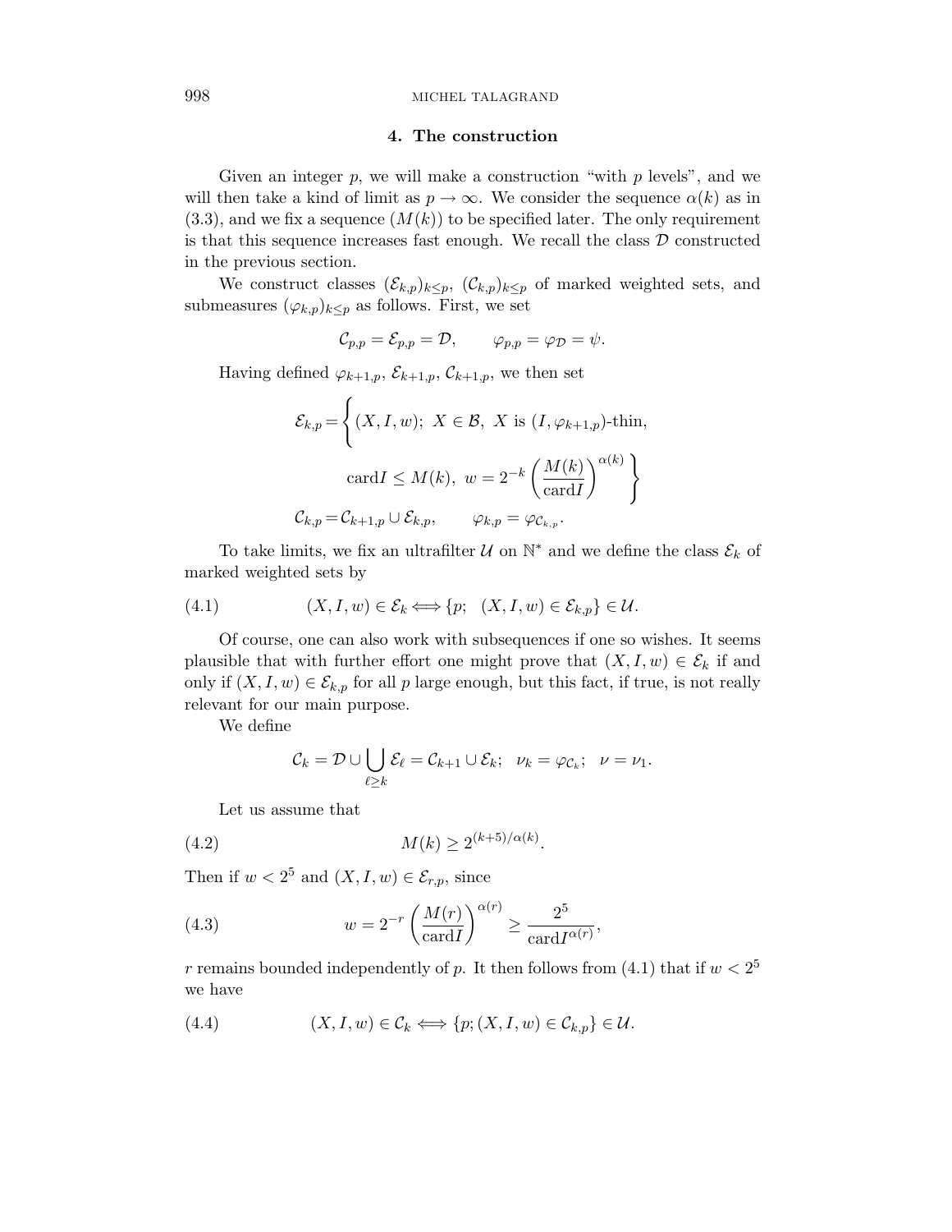## 4. The construction

Given an integer $p$, we will make a construction "with $p$ levels", and we will then take a kind of limit as $p \to \infty$. We consider the sequence $\alpha(k)$ as in (3.3), and we fix a sequence $(M(k))$ to be specified later. The only requirement is that this sequence increases fast enough. We recall the class $\mathcal{D}$ constructed in the previous section.

We construct classes $(\mathcal{E}_{k,p})_{k \le p}$, $(\mathcal{C}_{k,p})_{k \le p}$ of marked weighted sets, and submeasures $(\varphi_{k,p})_{k \le p}$ as follows. First, we set

$$\mathcal{C}_{p,p} = \mathcal{E}_{p,p} = \mathcal{D}, \qquad \varphi_{p,p} = \varphi_{\mathcal{D}} = \psi.$$

Having defined $\varphi_{k+1,p}$, $\mathcal{E}_{k+1,p}$, $\mathcal{C}_{k+1,p}$, we then set

$$\mathcal{E}_{k,p} = \Bigg\{ (X, I, w);\ X \in \mathcal{B},\ X \text{ is } (I, \varphi_{k+1,p})\text{-thin}, \quad \operatorname{card} I \le M(k),\ w = 2^{-k} \left( \frac{M(k)}{\operatorname{card} I} \right)^{\alpha(k)} \Bigg\}$$

$$\mathcal{C}_{k,p} = \mathcal{C}_{k+1,p} \cup \mathcal{E}_{k,p}, \qquad \varphi_{k,p} = \varphi_{\mathcal{C}_{k,p}}.$$

To take limits, we fix an ultrafilter $\mathcal{U}$ on $\mathbb{N}^*$ and we define the class $\mathcal{E}_k$ of marked weighted sets by

$$(X, I, w) \in \mathcal{E}_k \Longleftrightarrow \{p;\ \ (X, I, w) \in \mathcal{E}_{k,p}\} \in \mathcal{U}. \tag{4.1}$$

Of course, one can also work with subsequences if one so wishes. It seems plausible that with further effort one might prove that $(X, I, w) \in \mathcal{E}_k$ if and only if $(X, I, w) \in \mathcal{E}_{k,p}$ for all $p$ large enough, but this fact, if true, is not really relevant for our main purpose.

We define

$$\mathcal{C}_k = \mathcal{D} \cup \bigcup_{\ell \ge k} \mathcal{E}_\ell = \mathcal{C}_{k+1} \cup \mathcal{E}_k; \quad \nu_k = \varphi_{\mathcal{C}_k}; \quad \nu = \nu_1.$$

Let us assume that

$$M(k) \ge 2^{(k+5)/\alpha(k)}. \tag{4.2}$$

Then if $w < 2^5$ and $(X, I, w) \in \mathcal{E}_{r,p}$, since

$$w = 2^{-r} \left( \frac{M(r)}{\operatorname{card} I} \right)^{\alpha(r)} \ge \frac{2^5}{\operatorname{card} I^{\alpha(r)}}, \tag{4.3}$$

$r$ remains bounded independently of $p$. It then follows from (4.1) that if $w < 2^5$ we have

$$(X, I, w) \in \mathcal{C}_k \Longleftrightarrow \{p; (X, I, w) \in \mathcal{C}_{k,p}\} \in \mathcal{U}. \tag{4.4}$$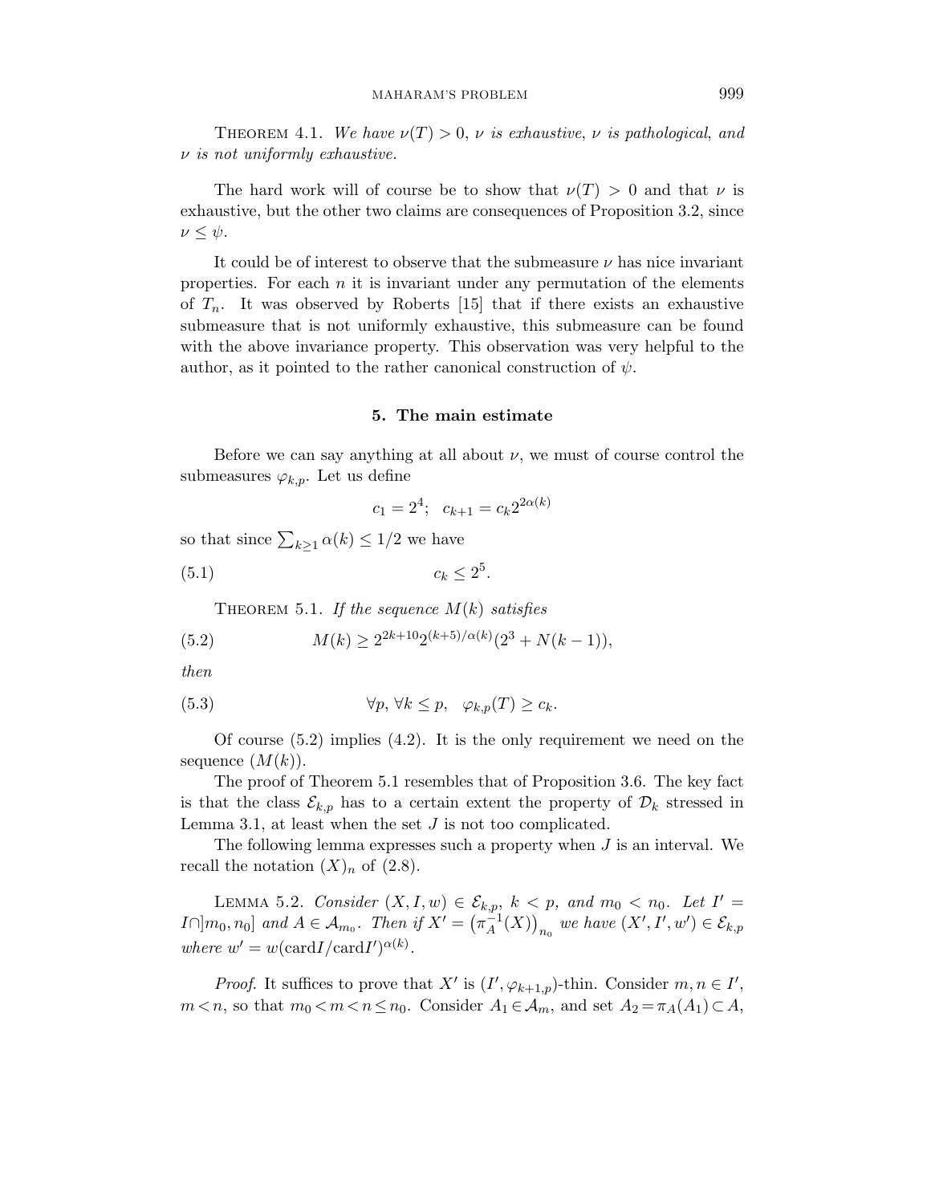Theorem 4.1. *We have $\nu(T) > 0$, $\nu$ is exhaustive, $\nu$ is pathological, and $\nu$ is not uniformly exhaustive.*

The hard work will of course be to show that $\nu(T) > 0$ and that $\nu$ is exhaustive, but the other two claims are consequences of Proposition 3.2, since $\nu \le \psi$.

It could be of interest to observe that the submeasure $\nu$ has nice invariant properties. For each $n$ it is invariant under any permutation of the elements of $T_n$. It was observed by Roberts [15] that if there exists an exhaustive submeasure that is not uniformly exhaustive, this submeasure can be found with the above invariance property. This observation was very helpful to the author, as it pointed to the rather canonical construction of $\psi$.

## 5. The main estimate

Before we can say anything at all about $\nu$, we must of course control the submeasures $\varphi_{k,p}$. Let us define

$$c_1 = 2^4; \quad c_{k+1} = c_k 2^{2\alpha(k)}$$

so that since $\sum_{k \ge 1} \alpha(k) \le 1/2$ we have

$$c_k \le 2^5. \tag{5.1}$$

Theorem 5.1. *If the sequence $M(k)$ satisfies*

$$M(k) \ge 2^{2k+10} 2^{(k+5)/\alpha(k)} (2^3 + N(k-1)), \tag{5.2}$$

*then*

$$\forall p,\, \forall k \le p, \quad \varphi_{k,p}(T) \ge c_k. \tag{5.3}$$

Of course (5.2) implies (4.2). It is the only requirement we need on the sequence $(M(k))$.

The proof of Theorem 5.1 resembles that of Proposition 3.6. The key fact is that the class $\mathcal{E}_{k,p}$ has to a certain extent the property of $\mathcal{D}_k$ stressed in Lemma 3.1, at least when the set $J$ is not too complicated.

The following lemma expresses such a property when $J$ is an interval. We recall the notation $(X)_n$ of (2.8).

Lemma 5.2. *Consider $(X, I, w) \in \mathcal{E}_{k,p}$, $k < p$, and $m_0 < n_0$. Let $I' = I \cap ]m_0, n_0]$ and $A \in \mathcal{A}_{m_0}$. Then if $X' = \left(\pi_A^{-1}(X)\right)_{n_0}$ we have $(X', I', w') \in \mathcal{E}_{k,p}$ where $w' = w(\mathrm{card} I/\mathrm{card} I')^{\alpha(k)}$.*

*Proof.* It suffices to prove that $X'$ is $(I', \varphi_{k+1,p})$-thin. Consider $m, n \in I'$, $m < n$, so that $m_0 < m < n \le n_0$. Consider $A_1 \in \mathcal{A}_m$, and set $A_2 = \pi_A(A_1) \subset A$,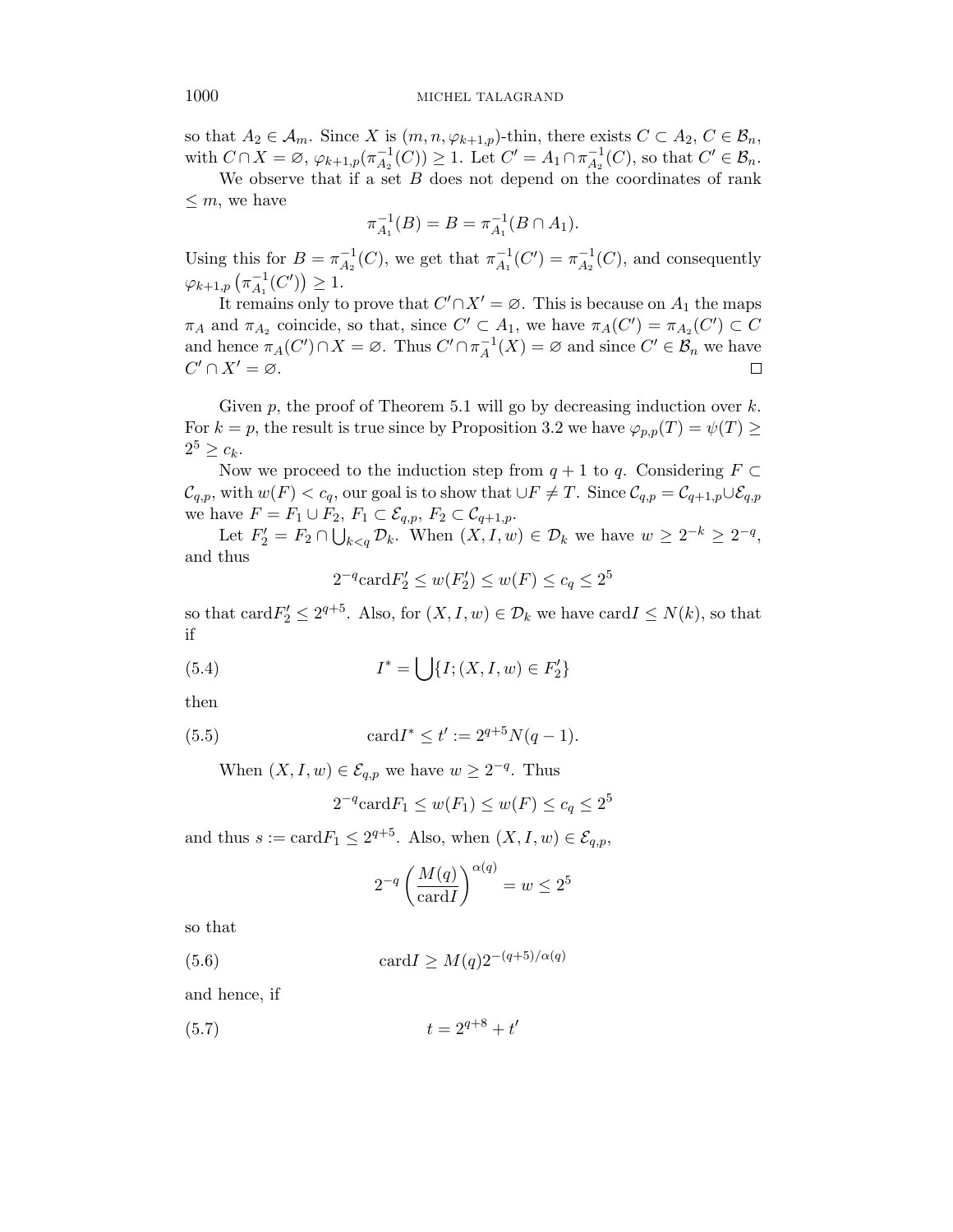so that $A_2 \in \mathcal{A}_m$. Since $X$ is $(m, n, \varphi_{k+1,p})$-thin, there exists $C \subset A_2$, $C \in \mathcal{B}_n$, with $C \cap X = \varnothing$, $\varphi_{k+1,p}(\pi_{A_2}^{-1}(C)) \geq 1$. Let $C' = A_1 \cap \pi_{A_2}^{-1}(C)$, so that $C' \in \mathcal{B}_n$.

We observe that if a set $B$ does not depend on the coordinates of rank $\leq m$, we have

$$\pi_{A_1}^{-1}(B) = B = \pi_{A_1}^{-1}(B \cap A_1).$$

Using this for $B = \pi_{A_2}^{-1}(C)$, we get that $\pi_{A_1}^{-1}(C') = \pi_{A_2}^{-1}(C)$, and consequently $\varphi_{k+1,p}\left(\pi_{A_1}^{-1}(C')\right) \geq 1$.

It remains only to prove that $C' \cap X' = \varnothing$. This is because on $A_1$ the maps $\pi_A$ and $\pi_{A_2}$ coincide, so that, since $C' \subset A_1$, we have $\pi_A(C') = \pi_{A_2}(C') \subset C$ and hence $\pi_A(C') \cap X = \varnothing$. Thus $C' \cap \pi_A^{-1}(X) = \varnothing$ and since $C' \in \mathcal{B}_n$ we have $C' \cap X' = \varnothing$. $\square$

Given $p$, the proof of Theorem 5.1 will go by decreasing induction over $k$. For $k = p$, the result is true since by Proposition 3.2 we have $\varphi_{p,p}(T) = \psi(T) \geq 2^5 \geq c_k$.

Now we proceed to the induction step from $q+1$ to $q$. Considering $F \subset \mathcal{C}_{q,p}$, with $w(F) < c_q$, our goal is to show that $\cup F \neq T$. Since $\mathcal{C}_{q,p} = \mathcal{C}_{q+1,p} \cup \mathcal{E}_{q,p}$ we have $F = F_1 \cup F_2$, $F_1 \subset \mathcal{E}_{q,p}$, $F_2 \subset \mathcal{C}_{q+1,p}$.

Let $F_2' = F_2 \cap \bigcup_{k<q} \mathcal{D}_k$. When $(X, I, w) \in \mathcal{D}_k$ we have $w \geq 2^{-k} \geq 2^{-q}$, and thus

$$2^{-q} \operatorname{card} F_2' \leq w(F_2') \leq w(F) \leq c_q \leq 2^5$$

so that $\operatorname{card} F_2' \leq 2^{q+5}$. Also, for $(X, I, w) \in \mathcal{D}_k$ we have $\operatorname{card} I \leq N(k)$, so that if

$$I^* = \bigcup \{I; (X, I, w) \in F_2'\} \tag{5.4}$$

then

$$\operatorname{card} I^* \leq t' := 2^{q+5} N(q-1). \tag{5.5}$$

When $(X, I, w) \in \mathcal{E}_{q,p}$ we have $w \geq 2^{-q}$. Thus

$$2^{-q} \operatorname{card} F_1 \leq w(F_1) \leq w(F) \leq c_q \leq 2^5$$

and thus $s := \operatorname{card} F_1 \leq 2^{q+5}$. Also, when $(X, I, w) \in \mathcal{E}_{q,p}$,

$$2^{-q} \left( \frac{M(q)}{\operatorname{card} I} \right)^{\alpha(q)} = w \leq 2^5$$

so that

$$\operatorname{card} I \geq M(q) 2^{-(q+5)/\alpha(q)} \tag{5.6}$$

and hence, if

$$t = 2^{q+8} + t' \tag{5.7}$$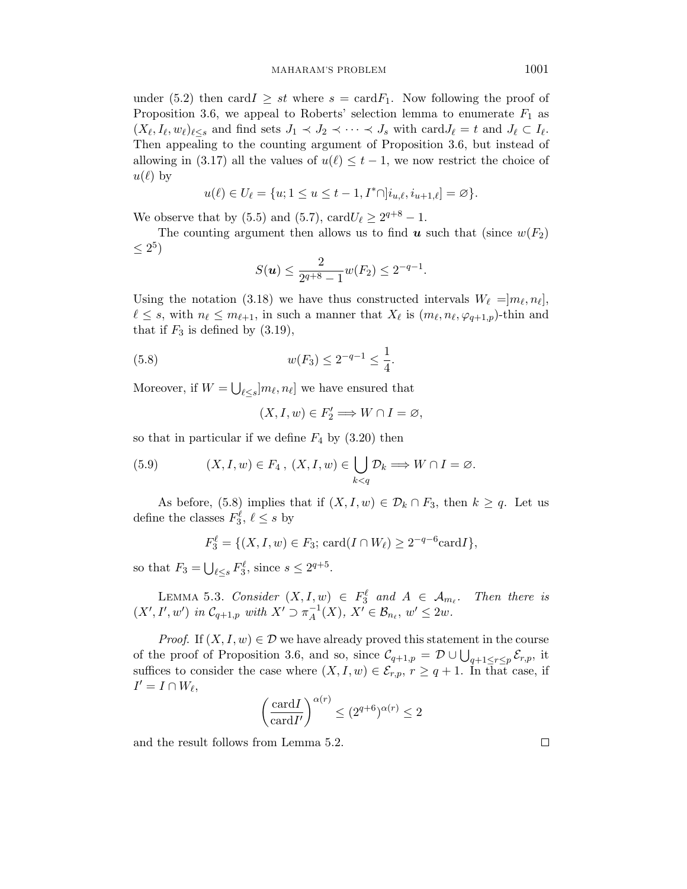under (5.2) then card$I \geq st$ where $s = \text{card} F_1$. Now following the proof of Proposition 3.6, we appeal to Roberts' selection lemma to enumerate $F_1$ as $(X_\ell, I_\ell, w_\ell)_{\ell \leq s}$ and find sets $J_1 \prec J_2 \prec \cdots \prec J_s$ with card$J_\ell = t$ and $J_\ell \subset I_\ell$. Then appealing to the counting argument of Proposition 3.6, but instead of allowing in (3.17) all the values of $u(\ell) \leq t-1$, we now restrict the choice of $u(\ell)$ by

$$u(\ell) \in U_\ell = \{u; 1 \leq u \leq t-1, I^* \cap ]i_{u,\ell}, i_{u+1,\ell}] = \varnothing\}.$$

We observe that by (5.5) and (5.7), card$U_\ell \geq 2^{q+8} - 1$.

The counting argument then allows us to find $\boldsymbol{u}$ such that (since $w(F_2) \leq 2^5$)

$$S(\boldsymbol{u}) \leq \frac{2}{2^{q+8}-1} w(F_2) \leq 2^{-q-1}.$$

Using the notation (3.18) we have thus constructed intervals $W_\ell = ]m_\ell, n_\ell]$, $\ell \leq s$, with $n_\ell \leq m_{\ell+1}$, in such a manner that $X_\ell$ is $(m_\ell, n_\ell, \varphi_{q+1,p})$-thin and that if $F_3$ is defined by (3.19),

$$w(F_3) \leq 2^{-q-1} \leq \frac{1}{4}. \tag{5.8}$$

Moreover, if $W = \bigcup_{\ell \leq s} ]m_\ell, n_\ell]$ we have ensured that

$$(X, I, w) \in F_2' \Longrightarrow W \cap I = \varnothing,$$

so that in particular if we define $F_4$ by (3.20) then

$$(X, I, w) \in F_4 \text{ , } (X, I, w) \in \bigcup_{k<q} \mathcal{D}_k \Longrightarrow W \cap I = \varnothing. \tag{5.9}$$

As before, (5.8) implies that if $(X, I, w) \in \mathcal{D}_k \cap F_3$, then $k \geq q$. Let us define the classes $F_3^\ell$, $\ell \leq s$ by

$$F_3^\ell = \{(X, I, w) \in F_3; \text{card}(I \cap W_\ell) \geq 2^{-q-6} \text{card} I\},$$

so that $F_3 = \bigcup_{\ell \leq s} F_3^\ell$, since $s \leq 2^{q+5}$.

Lemma 5.3. *Consider $(X, I, w) \in F_3^\ell$ and $A \in \mathcal{A}_{m_\ell}$. Then there is $(X', I', w')$ in $\mathcal{C}_{q+1,p}$ with $X' \supset \pi_A^{-1}(X)$, $X' \in \mathcal{B}_{n_\ell}$, $w' \leq 2w$.*

*Proof.* If $(X, I, w) \in \mathcal{D}$ we have already proved this statement in the course of the proof of Proposition 3.6, and so, since $\mathcal{C}_{q+1,p} = \mathcal{D} \cup \bigcup_{q+1 \leq r \leq p} \mathcal{E}_{r,p}$, it suffices to consider the case where $(X, I, w) \in \mathcal{E}_{r,p}$, $r \geq q+1$. In that case, if $I' = I \cap W_\ell$,

$$\left(\frac{\text{card} I}{\text{card} I'}\right)^{\alpha(r)} \leq (2^{q+6})^{\alpha(r)} \leq 2$$

and the result follows from Lemma 5.2. □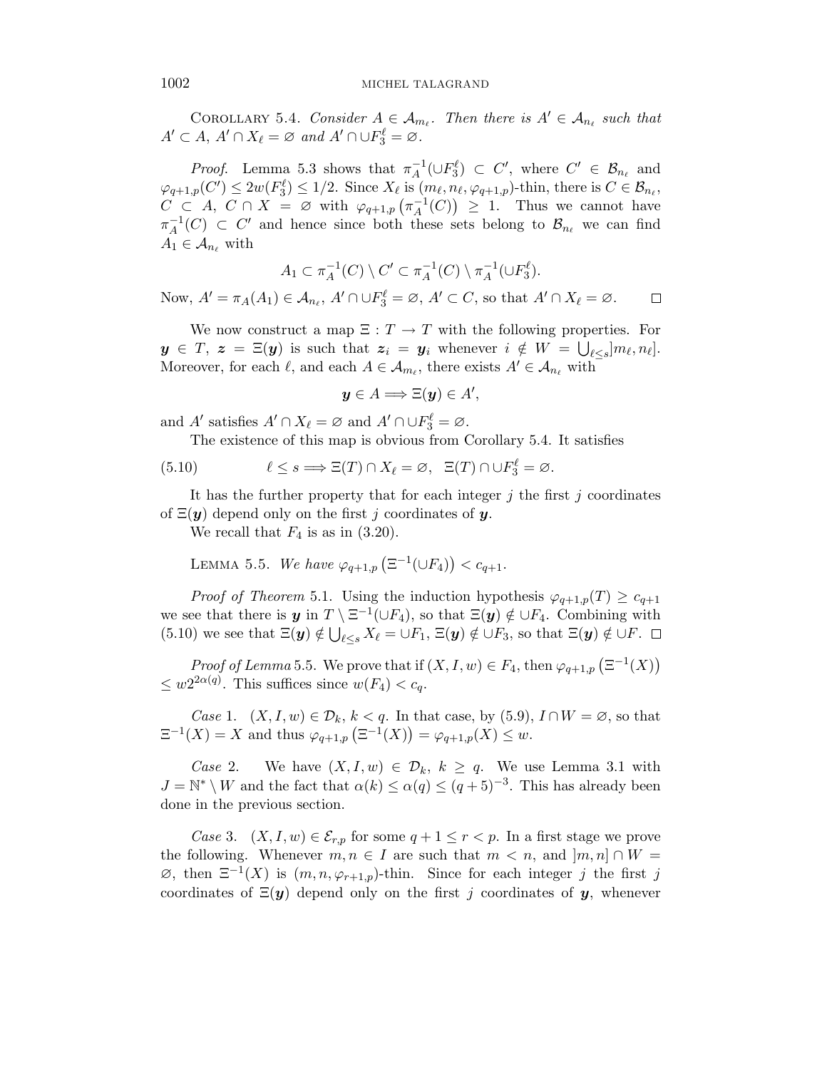Corollary 5.4. *Consider $A \in \mathcal{A}_{m_\ell}$. Then there is $A' \in \mathcal{A}_{n_\ell}$ such that $A' \subset A$, $A' \cap X_\ell = \varnothing$ and $A' \cap \cup F_3^\ell = \varnothing$.*

*Proof.* Lemma 5.3 shows that $\pi_A^{-1}(\cup F_3^\ell) \subset C'$, where $C' \in \mathcal{B}_{n_\ell}$ and $\varphi_{q+1,p}(C') \le 2w(F_3^\ell) \le 1/2$. Since $X_\ell$ is $(m_\ell, n_\ell, \varphi_{q+1,p})$-thin, there is $C \in \mathcal{B}_{n_\ell}$, $C \subset A$, $C \cap X = \varnothing$ with $\varphi_{q+1,p}\left(\pi_A^{-1}(C)\right) \ge 1$. Thus we cannot have $\pi_A^{-1}(C) \subset C'$ and hence since both these sets belong to $\mathcal{B}_{n_\ell}$ we can find $A_1 \in \mathcal{A}_{n_\ell}$ with

$$A_1 \subset \pi_A^{-1}(C) \setminus C' \subset \pi_A^{-1}(C) \setminus \pi_A^{-1}(\cup F_3^\ell).$$

Now, $A' = \pi_A(A_1) \in \mathcal{A}_{n_\ell}$, $A' \cap \cup F_3^\ell = \varnothing$, $A' \subset C$, so that $A' \cap X_\ell = \varnothing$. □

We now construct a map $\Xi : T \to T$ with the following properties. For $\boldsymbol{y} \in T$, $\boldsymbol{z} = \Xi(\boldsymbol{y})$ is such that $\boldsymbol{z}_i = \boldsymbol{y}_i$ whenever $i \notin W = \bigcup_{\ell \le s} ]m_\ell, n_\ell]$. Moreover, for each $\ell$, and each $A \in \mathcal{A}_{m_\ell}$, there exists $A' \in \mathcal{A}_{n_\ell}$ with

$$\boldsymbol{y} \in A \Longrightarrow \Xi(\boldsymbol{y}) \in A',$$

and $A'$ satisfies $A' \cap X_\ell = \varnothing$ and $A' \cap \cup F_3^\ell = \varnothing$.

The existence of this map is obvious from Corollary 5.4. It satisfies

$$\ell \le s \Longrightarrow \Xi(T) \cap X_\ell = \varnothing, \quad \Xi(T) \cap \cup F_3^\ell = \varnothing. \tag{5.10}$$

It has the further property that for each integer $j$ the first $j$ coordinates of $\Xi(\boldsymbol{y})$ depend only on the first $j$ coordinates of $\boldsymbol{y}$.

We recall that $F_4$ is as in (3.20).

Lemma 5.5. *We have $\varphi_{q+1,p}\left(\Xi^{-1}(\cup F_4)\right) < c_{q+1}$.*

*Proof of Theorem* 5.1. Using the induction hypothesis $\varphi_{q+1,p}(T) \ge c_{q+1}$ we see that there is $\boldsymbol{y}$ in $T \setminus \Xi^{-1}(\cup F_4)$, so that $\Xi(\boldsymbol{y}) \notin \cup F_4$. Combining with (5.10) we see that $\Xi(\boldsymbol{y}) \notin \bigcup_{\ell \le s} X_\ell = \cup F_1$, $\Xi(\boldsymbol{y}) \notin \cup F_3$, so that $\Xi(\boldsymbol{y}) \notin \cup F$. □

*Proof of Lemma* 5.5. We prove that if $(X, I, w) \in F_4$, then $\varphi_{q+1,p}\left(\Xi^{-1}(X)\right) \le w 2^{2\alpha(q)}$. This suffices since $w(F_4) < c_q$.

*Case* 1. $(X, I, w) \in \mathcal{D}_k$, $k < q$. In that case, by (5.9), $I \cap W = \varnothing$, so that $\Xi^{-1}(X) = X$ and thus $\varphi_{q+1,p}\left(\Xi^{-1}(X)\right) = \varphi_{q+1,p}(X) \le w$.

*Case* 2. We have $(X, I, w) \in \mathcal{D}_k$, $k \ge q$. We use Lemma 3.1 with $J = \mathbb{N}^* \setminus W$ and the fact that $\alpha(k) \le \alpha(q) \le (q+5)^{-3}$. This has already been done in the previous section.

*Case* 3. $(X, I, w) \in \mathcal{E}_{r,p}$ for some $q+1 \le r < p$. In a first stage we prove the following. Whenever $m, n \in I$ are such that $m < n$, and $]m, n] \cap W = \varnothing$, then $\Xi^{-1}(X)$ is $(m, n, \varphi_{r+1,p})$-thin. Since for each integer $j$ the first $j$ coordinates of $\Xi(\boldsymbol{y})$ depend only on the first $j$ coordinates of $\boldsymbol{y}$, whenever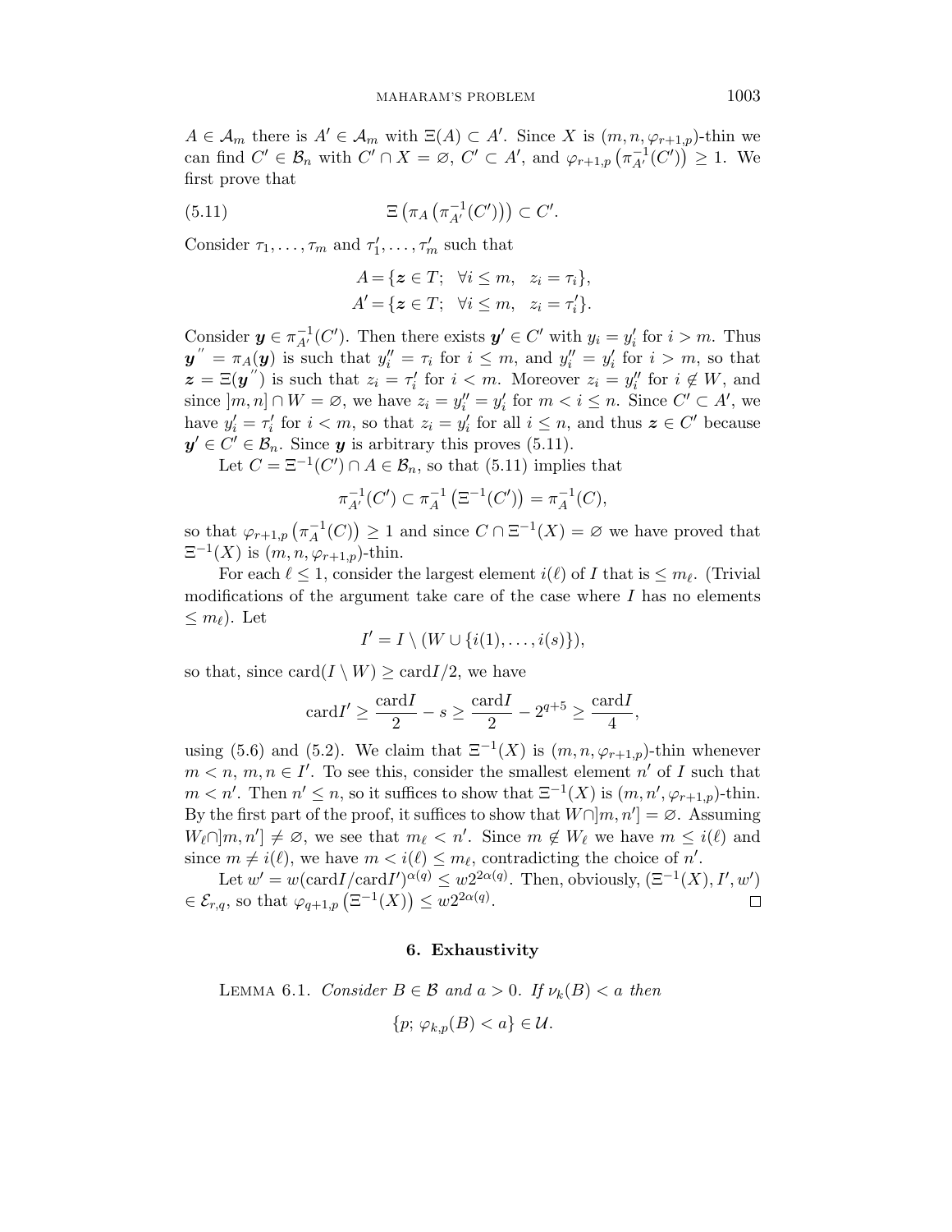$A \in \mathcal{A}_m$ there is $A' \in \mathcal{A}_m$ with $\Xi(A) \subset A'$. Since $X$ is $(m, n, \varphi_{r+1,p})$-thin we can find $C' \in \mathcal{B}_n$ with $C' \cap X = \varnothing$, $C' \subset A'$, and $\varphi_{r+1,p}\left(\pi_{A'}^{-1}(C')\right) \geq 1$. We first prove that

$$\Xi\left(\pi_A\left(\pi_{A'}^{-1}(C')\right)\right) \subset C'. \tag{5.11}$$

Consider $\tau_1, \ldots, \tau_m$ and $\tau'_1, \ldots, \tau'_m$ such that

$$A = \{\boldsymbol{z} \in T; \;\; \forall i \leq m, \;\; z_i = \tau_i\},$$
$$A' = \{\boldsymbol{z} \in T; \;\; \forall i \leq m, \;\; z_i = \tau'_i\}.$$

Consider $\boldsymbol{y} \in \pi_{A'}^{-1}(C')$. Then there exists $\boldsymbol{y}' \in C'$ with $y_i = y'_i$ for $i > m$. Thus $\boldsymbol{y}'' = \pi_A(\boldsymbol{y})$ is such that $y''_i = \tau_i$ for $i \leq m$, and $y''_i = y'_i$ for $i > m$, so that $\boldsymbol{z} = \Xi(\boldsymbol{y}'')$ is such that $z_i = \tau'_i$ for $i < m$. Moreover $z_i = y''_i$ for $i \notin W$, and since $]m, n] \cap W = \varnothing$, we have $z_i = y''_i = y'_i$ for $m < i \leq n$. Since $C' \subset A'$, we have $y'_i = \tau'_i$ for $i < m$, so that $z_i = y'_i$ for all $i \leq n$, and thus $\boldsymbol{z} \in C'$ because $\boldsymbol{y}' \in C' \in \mathcal{B}_n$. Since $\boldsymbol{y}$ is arbitrary this proves (5.11).

Let $C = \Xi^{-1}(C') \cap A \in \mathcal{B}_n$, so that (5.11) implies that

$$\pi_{A'}^{-1}(C') \subset \pi_A^{-1}\left(\Xi^{-1}(C')\right) = \pi_A^{-1}(C),$$

so that $\varphi_{r+1,p}\left(\pi_A^{-1}(C)\right) \geq 1$ and since $C \cap \Xi^{-1}(X) = \varnothing$ we have proved that $\Xi^{-1}(X)$ is $(m, n, \varphi_{r+1,p})$-thin.

For each $\ell \leq 1$, consider the largest element $i(\ell)$ of $I$ that is $\leq m_\ell$. (Trivial modifications of the argument take care of the case where $I$ has no elements $\leq m_\ell$). Let

$$I' = I \setminus (W \cup \{i(1), \ldots, i(s)\}),$$

so that, since $\operatorname{card}(I \setminus W) \geq \operatorname{card} I/2$, we have

$$\operatorname{card} I' \geq \frac{\operatorname{card} I}{2} - s \geq \frac{\operatorname{card} I}{2} - 2^{q+5} \geq \frac{\operatorname{card} I}{4},$$

using (5.6) and (5.2). We claim that $\Xi^{-1}(X)$ is $(m, n, \varphi_{r+1,p})$-thin whenever $m < n$, $m, n \in I'$. To see this, consider the smallest element $n'$ of $I$ such that $m < n'$. Then $n' \leq n$, so it suffices to show that $\Xi^{-1}(X)$ is $(m, n', \varphi_{r+1,p})$-thin. By the first part of the proof, it suffices to show that $W \cap ]m, n'] = \varnothing$. Assuming $W_\ell \cap ]m, n'] \neq \varnothing$, we see that $m_\ell < n'$. Since $m \notin W_\ell$ we have $m \leq i(\ell)$ and since $m \neq i(\ell)$, we have $m < i(\ell) \leq m_\ell$, contradicting the choice of $n'$.

Let $w' = w(\operatorname{card} I/\operatorname{card} I')^{\alpha(q)} \leq w 2^{2\alpha(q)}$. Then, obviously, $(\Xi^{-1}(X), I', w') \in \mathcal{E}_{r,q}$, so that $\varphi_{q+1,p}\left(\Xi^{-1}(X)\right) \leq w 2^{2\alpha(q)}$. $\square$

## 6. Exhaustivity

Lemma 6.1. *Consider $B \in \mathcal{B}$ and $a > 0$. If $\nu_k(B) < a$ then*

$$\{p; \, \varphi_{k,p}(B) < a\} \in \mathcal{U}.$$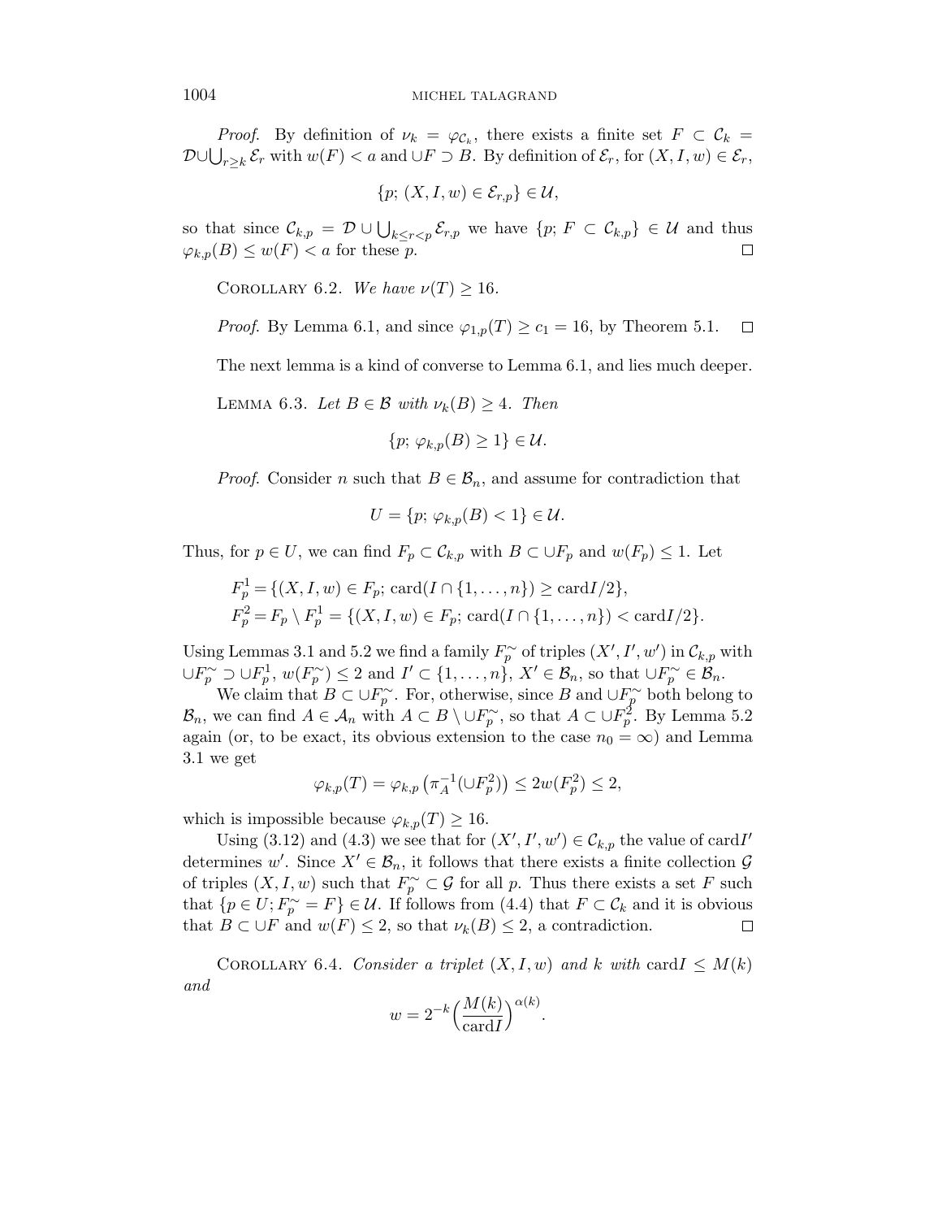*Proof.* By definition of $\nu_k = \varphi_{\mathcal{C}_k}$, there exists a finite set $F \subset \mathcal{C}_k = \mathcal{D} \cup \bigcup_{r \geq k} \mathcal{E}_r$ with $w(F) < a$ and $\cup F \supset B$. By definition of $\mathcal{E}_r$, for $(X, I, w) \in \mathcal{E}_r$,

$$\{p;\, (X, I, w) \in \mathcal{E}_{r,p}\} \in \mathcal{U},$$

so that since $\mathcal{C}_{k,p} = \mathcal{D} \cup \bigcup_{k \leq r < p} \mathcal{E}_{r,p}$ we have $\{p;\, F \subset \mathcal{C}_{k,p}\} \in \mathcal{U}$ and thus $\varphi_{k,p}(B) \leq w(F) < a$ for these $p$. □

COROLLARY 6.2. *We have* $\nu(T) \geq 16$.

*Proof.* By Lemma 6.1, and since $\varphi_{1,p}(T) \geq c_1 = 16$, by Theorem 5.1. □

The next lemma is a kind of converse to Lemma 6.1, and lies much deeper.

LEMMA 6.3. *Let* $B \in \mathcal{B}$ *with* $\nu_k(B) \geq 4$. *Then*

$$\{p;\, \varphi_{k,p}(B) \geq 1\} \in \mathcal{U}.$$

*Proof.* Consider $n$ such that $B \in \mathcal{B}_n$, and assume for contradiction that

$$U = \{p;\, \varphi_{k,p}(B) < 1\} \in \mathcal{U}.$$

Thus, for $p \in U$, we can find $F_p \subset \mathcal{C}_{k,p}$ with $B \subset \cup F_p$ and $w(F_p) \leq 1$. Let

$$F_p^1 = \{(X, I, w) \in F_p;\, \mathrm{card}(I \cap \{1, \ldots, n\}) \geq \mathrm{card} I/2\},$$
$$F_p^2 = F_p \setminus F_p^1 = \{(X, I, w) \in F_p;\, \mathrm{card}(I \cap \{1, \ldots, n\}) < \mathrm{card} I/2\}.$$

Using Lemmas 3.1 and 5.2 we find a family $F_p^\sim$ of triples $(X', I', w')$ in $\mathcal{C}_{k,p}$ with $\cup F_p^\sim \supset \cup F_p^1$, $w(F_p^\sim) \leq 2$ and $I' \subset \{1, \ldots, n\}$, $X' \in \mathcal{B}_n$, so that $\cup F_p^\sim \in \mathcal{B}_n$.

We claim that $B \subset \cup F_p^\sim$. For, otherwise, since $B$ and $\cup F_p^\sim$ both belong to $\mathcal{B}_n$, we can find $A \in \mathcal{A}_n$ with $A \subset B \setminus \cup F_p^\sim$, so that $A \subset \cup F_p^2$. By Lemma 5.2 again (or, to be exact, its obvious extension to the case $n_0 = \infty$) and Lemma 3.1 we get

$$\varphi_{k,p}(T) = \varphi_{k,p}\left(\pi_A^{-1}(\cup F_p^2)\right) \leq 2w(F_p^2) \leq 2,$$

which is impossible because $\varphi_{k,p}(T) \geq 16$.

Using (3.12) and (4.3) we see that for $(X', I', w') \in \mathcal{C}_{k,p}$ the value of $\mathrm{card} I'$ determines $w'$. Since $X' \in \mathcal{B}_n$, it follows that there exists a finite collection $\mathcal{G}$ of triples $(X, I, w)$ such that $F_p^\sim \subset \mathcal{G}$ for all $p$. Thus there exists a set $F$ such that $\{p \in U; F_p^\sim = F\} \in \mathcal{U}$. If follows from (4.4) that $F \subset \mathcal{C}_k$ and it is obvious that $B \subset \cup F$ and $w(F) \leq 2$, so that $\nu_k(B) \leq 2$, a contradiction. □

COROLLARY 6.4. *Consider a triplet* $(X, I, w)$ *and* $k$ *with* $\mathrm{card} I \leq M(k)$ *and*

$$w = 2^{-k}\Big(\frac{M(k)}{\mathrm{card} I}\Big)^{\alpha(k)}.$$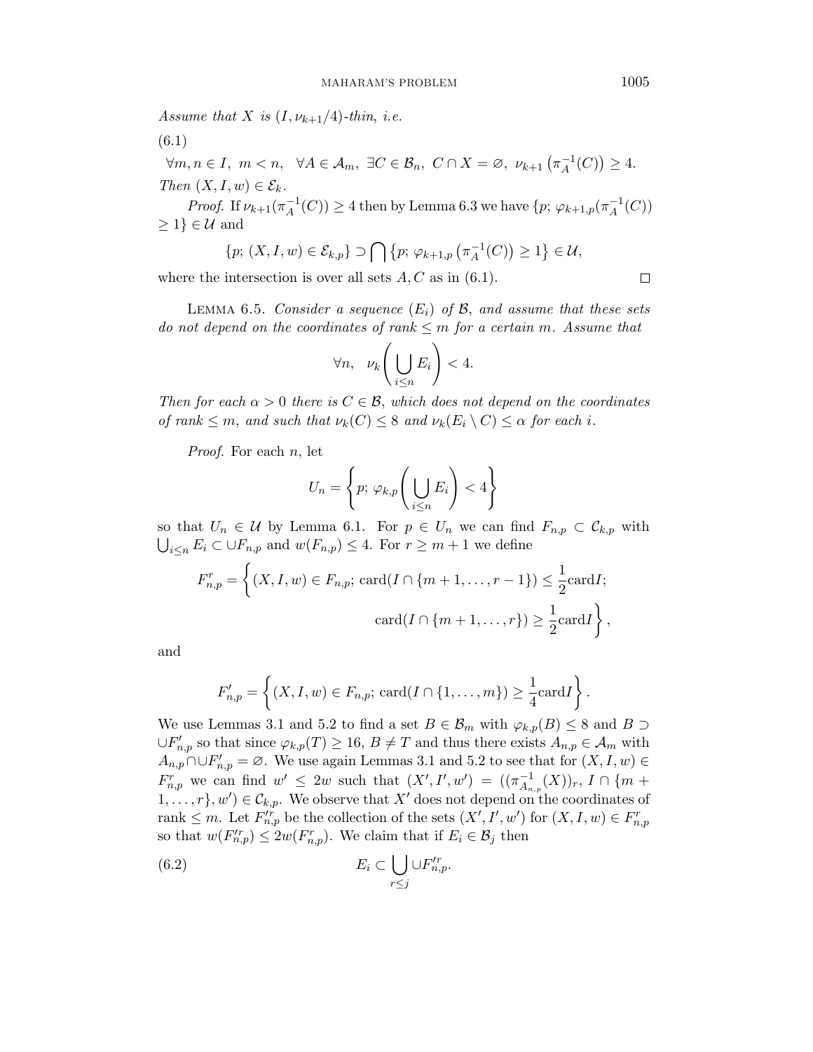*Assume that $X$ is $(I,\nu_{k+1}/4)$-thin, i.e.*

(6.1)

$$\forall m,n\in I,\ m<n,\quad \forall A\in\mathcal{A}_m,\ \exists C\in\mathcal{B}_n,\ C\cap X=\varnothing,\ \nu_{k+1}\left(\pi_A^{-1}(C)\right)\geq 4.$$

*Then $(X,I,w)\in\mathcal{E}_k$.*

*Proof.* If $\nu_{k+1}(\pi_A^{-1}(C))\geq 4$ then by Lemma 6.3 we have $\{p;\ \varphi_{k+1,p}(\pi_A^{-1}(C))\geq 1\}\in\mathcal{U}$ and

$$\{p;\ (X,I,w)\in\mathcal{E}_{k,p}\}\supset\bigcap\left\{p;\ \varphi_{k+1,p}\left(\pi_A^{-1}(C)\right)\geq 1\right\}\in\mathcal{U},$$

where the intersection is over all sets $A,C$ as in (6.1). $\square$

LEMMA 6.5. *Consider a sequence $(E_i)$ of $\mathcal{B}$, and assume that these sets do not depend on the coordinates of rank $\leq m$ for a certain $m$. Assume that*

$$\forall n,\quad \nu_k\left(\bigcup_{i\leq n}E_i\right)<4.$$

*Then for each $\alpha>0$ there is $C\in\mathcal{B}$, which does not depend on the coordinates of rank $\leq m$, and such that $\nu_k(C)\leq 8$ and $\nu_k(E_i\setminus C)\leq\alpha$ for each $i$.*

*Proof.* For each $n$, let

$$U_n=\left\{p;\ \varphi_{k,p}\left(\bigcup_{i\leq n}E_i\right)<4\right\}$$

so that $U_n\in\mathcal{U}$ by Lemma 6.1. For $p\in U_n$ we can find $F_{n,p}\subset\mathcal{C}_{k,p}$ with $\bigcup_{i\leq n}E_i\subset\cup F_{n,p}$ and $w(F_{n,p})\leq 4$. For $r\geq m+1$ we define

$$F^r_{n,p}=\left\{(X,I,w)\in F_{n,p};\ \operatorname{card}(I\cap\{m+1,\dots,r-1\})\leq\frac{1}{2}\operatorname{card}I;\right.$$
$$\left.\operatorname{card}(I\cap\{m+1,\dots,r\})\geq\frac{1}{2}\operatorname{card}I\right\},$$

and

$$F'_{n,p}=\left\{(X,I,w)\in F_{n,p};\ \operatorname{card}(I\cap\{1,\dots,m\})\geq\frac{1}{4}\operatorname{card}I\right\}.$$

We use Lemmas 3.1 and 5.2 to find a set $B\in\mathcal{B}_m$ with $\varphi_{k,p}(B)\leq 8$ and $B\supset\cup F'_{n,p}$ so that since $\varphi_{k,p}(T)\geq 16$, $B\neq T$ and thus there exists $A_{n,p}\in\mathcal{A}_m$ with $A_{n,p}\cap\cup F'_{n,p}=\varnothing$. We use again Lemmas 3.1 and 5.2 to see that for $(X,I,w)\in F^r_{n,p}$ we can find $w'\leq 2w$ such that $(X',I',w')=((\pi^{-1}_{A_{n,p}}(X))_r,\ I\cap\{m+1,\dots,r\},w')\in\mathcal{C}_{k,p}$. We observe that $X'$ does not depend on the coordinates of rank $\leq m$. Let $F'^r_{n,p}$ be the collection of the sets $(X',I',w')$ for $(X,I,w)\in F^r_{n,p}$ so that $w(F'^r_{n,p})\leq 2w(F^r_{n,p})$. We claim that if $E_i\in\mathcal{B}_j$ then

$$E_i\subset\bigcup_{r\leq j}\cup F'^r_{n,p}. \tag{6.2}$$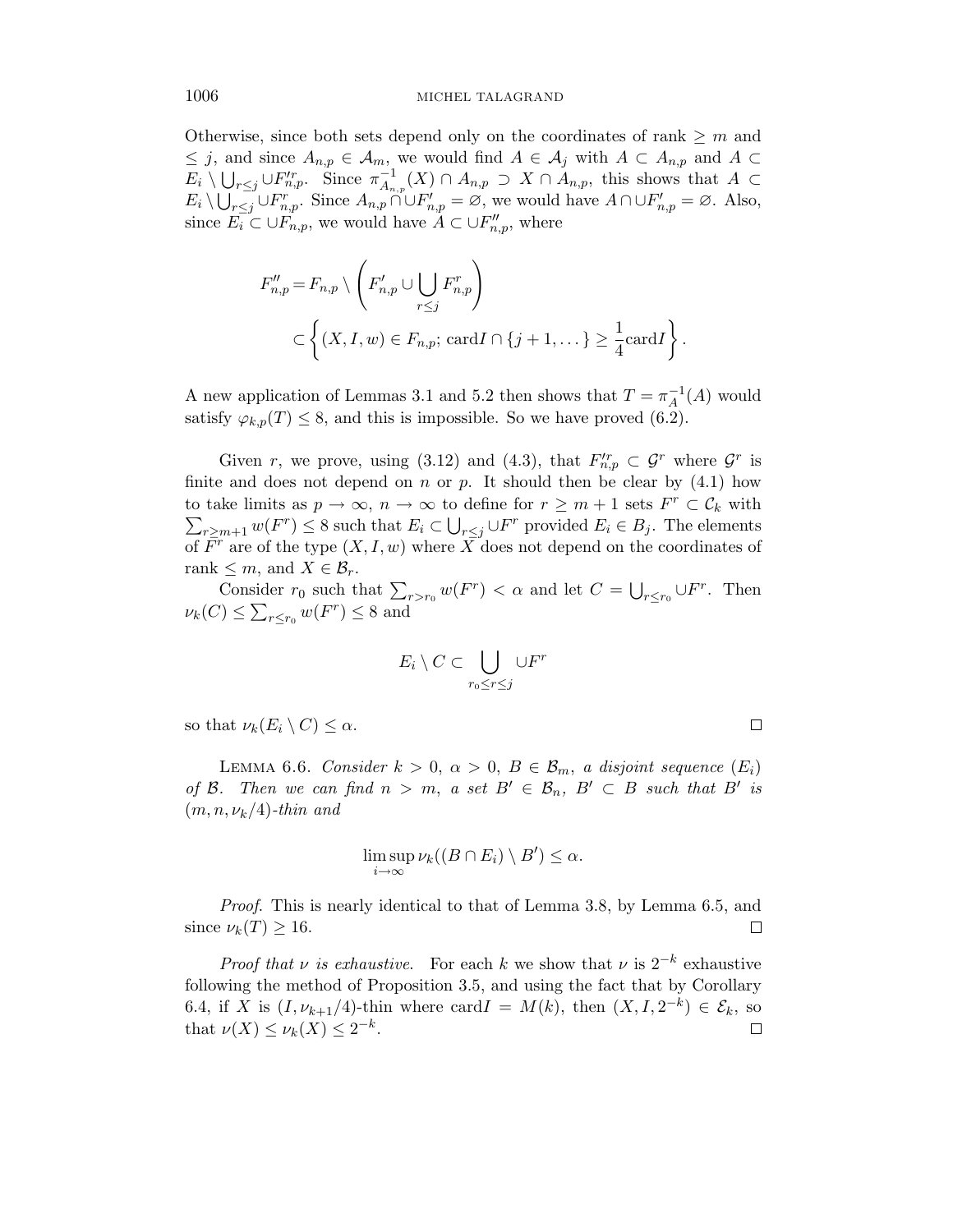Otherwise, since both sets depend only on the coordinates of rank $\geq m$ and $\leq j$, and since $A_{n,p} \in \mathcal{A}_m$, we would find $A \in \mathcal{A}_j$ with $A \subset A_{n,p}$ and $A \subset E_i \setminus \bigcup_{r \leq j} \cup F'^r_{n,p}$. Since $\pi^{-1}_{A_{n,p}}(X) \cap A_{n,p} \supset X \cap A_{n,p}$, this shows that $A \subset E_i \setminus \bigcup_{r \leq j} \cup F^r_{n,p}$. Since $A_{n,p} \cap \cup F'_{n,p} = \varnothing$, we would have $A \cap \cup F'_{n,p} = \varnothing$. Also, since $E_i \subset \cup F_{n,p}$, we would have $A \subset \cup F''_{n,p}$, where

$$
\begin{aligned}
F''_{n,p} &= F_{n,p} \setminus \left( F'_{n,p} \cup \bigcup_{r \leq j} F^r_{n,p} \right) \\
&\subset \left\{ (X, I, w) \in F_{n,p};\ \mathrm{card} I \cap \{j+1, \dots\} \geq \frac{1}{4} \mathrm{card} I \right\}.
\end{aligned}
$$

A new application of Lemmas 3.1 and 5.2 then shows that $T = \pi_A^{-1}(A)$ would satisfy $\varphi_{k,p}(T) \leq 8$, and this is impossible. So we have proved (6.2).

Given $r$, we prove, using (3.12) and (4.3), that $F'^r_{n,p} \subset \mathcal{G}^r$ where $\mathcal{G}^r$ is finite and does not depend on $n$ or $p$. It should then be clear by (4.1) how to take limits as $p \to \infty$, $n \to \infty$ to define for $r \geq m+1$ sets $F^r \subset \mathcal{C}_k$ with $\sum_{r \geq m+1} w(F^r) \leq 8$ such that $E_i \subset \bigcup_{r \leq j} \cup F^r$ provided $E_i \in B_j$. The elements of $F^r$ are of the type $(X, I, w)$ where $X$ does not depend on the coordinates of rank $\leq m$, and $X \in \mathcal{B}_r$.

Consider $r_0$ such that $\sum_{r > r_0} w(F^r) < \alpha$ and let $C = \bigcup_{r \leq r_0} \cup F^r$. Then $\nu_k(C) \leq \sum_{r \leq r_0} w(F^r) \leq 8$ and

$$
E_i \setminus C \subset \bigcup_{r_0 \leq r \leq j} \cup F^r
$$

so that $\nu_k(E_i \setminus C) \leq \alpha$. $\square$

LEMMA 6.6. *Consider $k > 0$, $\alpha > 0$, $B \in \mathcal{B}_m$, a disjoint sequence $(E_i)$ of $\mathcal{B}$. Then we can find $n > m$, a set $B' \in \mathcal{B}_n$, $B' \subset B$ such that $B'$ is $(m, n, \nu_k/4)$-thin and*

$$
\limsup_{i \to \infty} \nu_k((B \cap E_i) \setminus B') \leq \alpha.
$$

*Proof.* This is nearly identical to that of Lemma 3.8, by Lemma 6.5, and since $\nu_k(T) \geq 16$. $\square$

*Proof that $\nu$ is exhaustive.* For each $k$ we show that $\nu$ is $2^{-k}$ exhaustive following the method of Proposition 3.5, and using the fact that by Corollary 6.4, if $X$ is $(I, \nu_{k+1}/4)$-thin where $\mathrm{card} I = M(k)$, then $(X, I, 2^{-k}) \in \mathcal{E}_k$, so that $\nu(X) \leq \nu_k(X) \leq 2^{-k}$. $\square$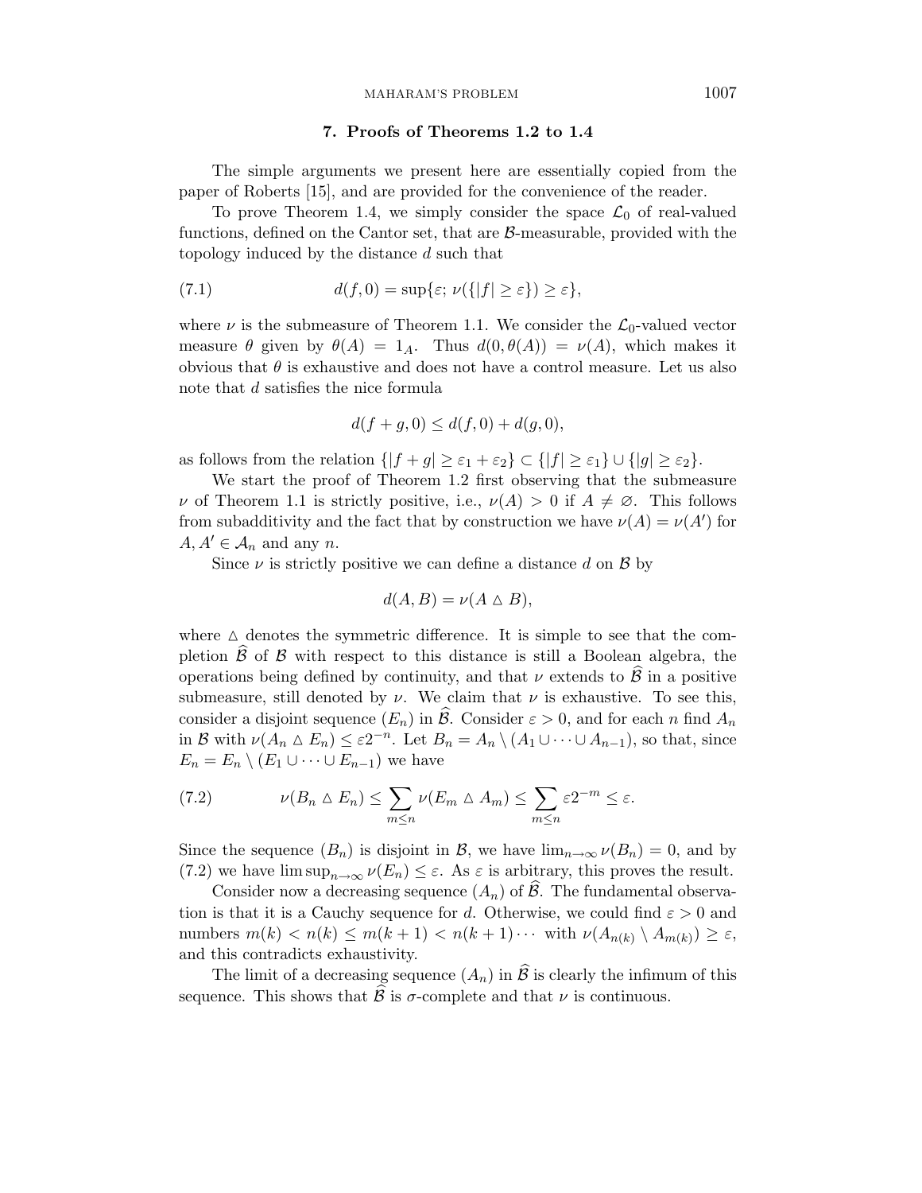## 7. Proofs of Theorems 1.2 to 1.4

The simple arguments we present here are essentially copied from the paper of Roberts [15], and are provided for the convenience of the reader.

To prove Theorem 1.4, we simply consider the space $\mathcal{L}_0$ of real-valued functions, defined on the Cantor set, that are $\mathcal{B}$-measurable, provided with the topology induced by the distance $d$ such that

$$d(f,0) = \sup\{\varepsilon;\, \nu(\{|f| \geq \varepsilon\}) \geq \varepsilon\}, \tag{7.1}$$

where $\nu$ is the submeasure of Theorem 1.1. We consider the $\mathcal{L}_0$-valued vector measure $\theta$ given by $\theta(A) = 1_A$. Thus $d(0,\theta(A)) = \nu(A)$, which makes it obvious that $\theta$ is exhaustive and does not have a control measure. Let us also note that $d$ satisfies the nice formula

$$d(f+g,0) \leq d(f,0) + d(g,0),$$

as follows from the relation $\{|f+g| \geq \varepsilon_1 + \varepsilon_2\} \subset \{|f| \geq \varepsilon_1\} \cup \{|g| \geq \varepsilon_2\}$.

We start the proof of Theorem 1.2 first observing that the submeasure $\nu$ of Theorem 1.1 is strictly positive, i.e., $\nu(A) > 0$ if $A \neq \varnothing$. This follows from subadditivity and the fact that by construction we have $\nu(A) = \nu(A')$ for $A, A' \in \mathcal{A}_n$ and any $n$.

Since $\nu$ is strictly positive we can define a distance $d$ on $\mathcal{B}$ by

$$d(A,B) = \nu(A \vartriangle B),$$

where $\vartriangle$ denotes the symmetric difference. It is simple to see that the completion $\widehat{\mathcal{B}}$ of $\mathcal{B}$ with respect to this distance is still a Boolean algebra, the operations being defined by continuity, and that $\nu$ extends to $\widehat{\mathcal{B}}$ in a positive submeasure, still denoted by $\nu$. We claim that $\nu$ is exhaustive. To see this, consider a disjoint sequence $(E_n)$ in $\widehat{\mathcal{B}}$. Consider $\varepsilon > 0$, and for each $n$ find $A_n$ in $\mathcal{B}$ with $\nu(A_n \vartriangle E_n) \leq \varepsilon 2^{-n}$. Let $B_n = A_n \setminus (A_1 \cup \cdots \cup A_{n-1})$, so that, since $E_n = E_n \setminus (E_1 \cup \cdots \cup E_{n-1})$ we have

$$\nu(B_n \vartriangle E_n) \leq \sum_{m \leq n} \nu(E_m \vartriangle A_m) \leq \sum_{m \leq n} \varepsilon 2^{-m} \leq \varepsilon. \tag{7.2}$$

Since the sequence $(B_n)$ is disjoint in $\mathcal{B}$, we have $\lim_{n\to\infty} \nu(B_n) = 0$, and by (7.2) we have $\limsup_{n\to\infty} \nu(E_n) \leq \varepsilon$. As $\varepsilon$ is arbitrary, this proves the result.

Consider now a decreasing sequence $(A_n)$ of $\widehat{\mathcal{B}}$. The fundamental observation is that it is a Cauchy sequence for $d$. Otherwise, we could find $\varepsilon > 0$ and numbers $m(k) < n(k) \leq m(k+1) < n(k+1) \cdots$ with $\nu(A_{n(k)} \setminus A_{m(k)}) \geq \varepsilon$, and this contradicts exhaustivity.

The limit of a decreasing sequence $(A_n)$ in $\widehat{\mathcal{B}}$ is clearly the infimum of this sequence. This shows that $\widehat{\mathcal{B}}$ is $\sigma$-complete and that $\nu$ is continuous.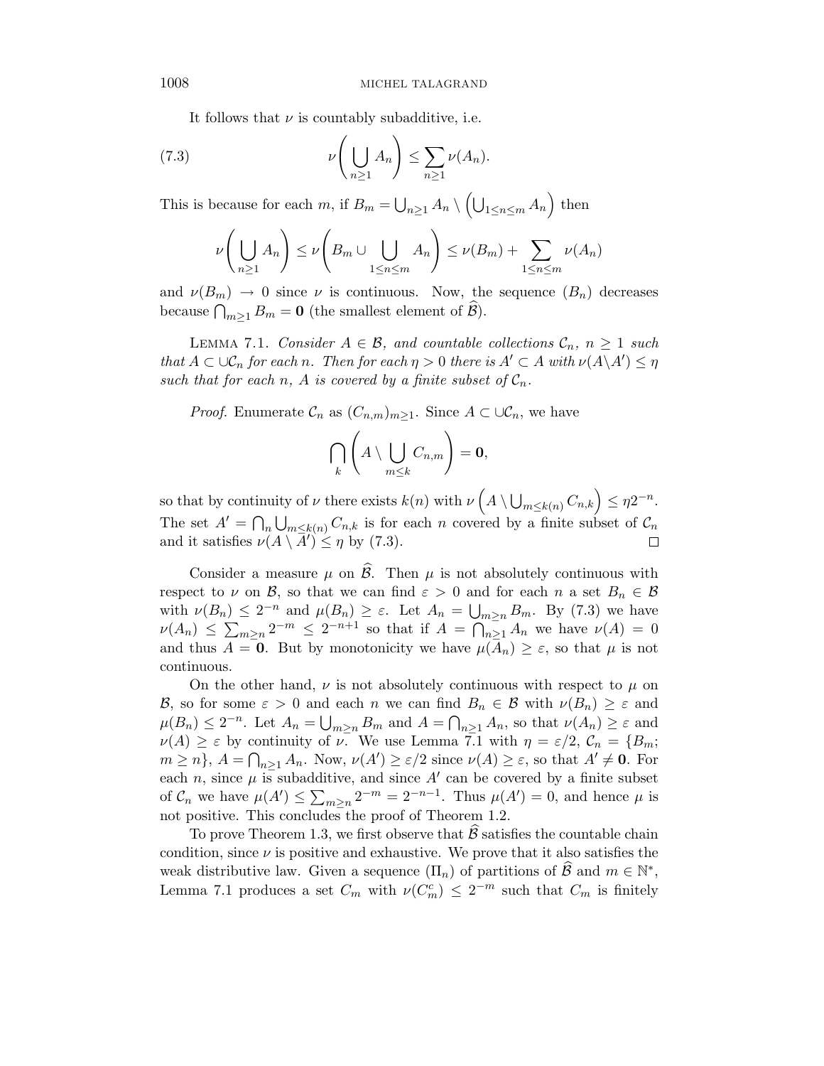It follows that $\nu$ is countably subadditive, i.e.

$$\nu\left(\bigcup_{n\geq 1} A_n\right) \leq \sum_{n\geq 1} \nu(A_n). \tag{7.3}$$

This is because for each $m$, if $B_m = \bigcup_{n\geq 1} A_n \setminus \left(\bigcup_{1\leq n\leq m} A_n\right)$ then

$$\nu\left(\bigcup_{n\geq 1} A_n\right) \leq \nu\left(B_m \cup \bigcup_{1\leq n\leq m} A_n\right) \leq \nu(B_m) + \sum_{1\leq n\leq m} \nu(A_n)$$

and $\nu(B_m) \to 0$ since $\nu$ is continuous. Now, the sequence $(B_n)$ decreases because $\bigcap_{m\geq 1} B_m = \mathbf{0}$ (the smallest element of $\widehat{\mathcal{B}}$).

Lemma 7.1. *Consider $A \in \mathcal{B}$, and countable collections $\mathcal{C}_n$, $n \geq 1$ such that $A \subset \cup\mathcal{C}_n$ for each $n$. Then for each $\eta > 0$ there is $A' \subset A$ with $\nu(A\setminus A') \leq \eta$ such that for each $n$, $A$ is covered by a finite subset of $\mathcal{C}_n$.*

*Proof.* Enumerate $\mathcal{C}_n$ as $(C_{n,m})_{m\geq 1}$. Since $A \subset \cup\mathcal{C}_n$, we have

$$\bigcap_k \left(A \setminus \bigcup_{m\leq k} C_{n,m}\right) = \mathbf{0},$$

so that by continuity of $\nu$ there exists $k(n)$ with $\nu\left(A \setminus \bigcup_{m\leq k(n)} C_{n,k}\right) \leq \eta 2^{-n}$. The set $A' = \bigcap_n \bigcup_{m\leq k(n)} C_{n,k}$ is for each $n$ covered by a finite subset of $\mathcal{C}_n$ and it satisfies $\nu(A \setminus A') \leq \eta$ by (7.3). □

Consider a measure $\mu$ on $\widehat{\mathcal{B}}$. Then $\mu$ is not absolutely continuous with respect to $\nu$ on $\mathcal{B}$, so that we can find $\varepsilon > 0$ and for each $n$ a set $B_n \in \mathcal{B}$ with $\nu(B_n) \leq 2^{-n}$ and $\mu(B_n) \geq \varepsilon$. Let $A_n = \bigcup_{m\geq n} B_m$. By (7.3) we have $\nu(A_n) \leq \sum_{m\geq n} 2^{-m} \leq 2^{-n+1}$ so that if $A = \bigcap_{n\geq 1} A_n$ we have $\nu(A) = 0$ and thus $A = \mathbf{0}$. But by monotonicity we have $\mu(A_n) \geq \varepsilon$, so that $\mu$ is not continuous.

On the other hand, $\nu$ is not absolutely continuous with respect to $\mu$ on $\mathcal{B}$, so for some $\varepsilon > 0$ and each $n$ we can find $B_n \in \mathcal{B}$ with $\nu(B_n) \geq \varepsilon$ and $\mu(B_n) \leq 2^{-n}$. Let $A_n = \bigcup_{m\geq n} B_m$ and $A = \bigcap_{n\geq 1} A_n$, so that $\nu(A_n) \geq \varepsilon$ and $\nu(A) \geq \varepsilon$ by continuity of $\nu$. We use Lemma 7.1 with $\eta = \varepsilon/2$, $\mathcal{C}_n = \{B_m;\ m \geq n\}$, $A = \bigcap_{n\geq 1} A_n$. Now, $\nu(A') \geq \varepsilon/2$ since $\nu(A) \geq \varepsilon$, so that $A' \neq \mathbf{0}$. For each $n$, since $\mu$ is subadditive, and since $A'$ can be covered by a finite subset of $\mathcal{C}_n$ we have $\mu(A') \leq \sum_{m\geq n} 2^{-m} = 2^{-n-1}$. Thus $\mu(A') = 0$, and hence $\mu$ is not positive. This concludes the proof of Theorem 1.2.

To prove Theorem 1.3, we first observe that $\widehat{\mathcal{B}}$ satisfies the countable chain condition, since $\nu$ is positive and exhaustive. We prove that it also satisfies the weak distributive law. Given a sequence $(\Pi_n)$ of partitions of $\widehat{\mathcal{B}}$ and $m \in \mathbb{N}^*$, Lemma 7.1 produces a set $C_m$ with $\nu(C_m^c) \leq 2^{-m}$ such that $C_m$ is finitely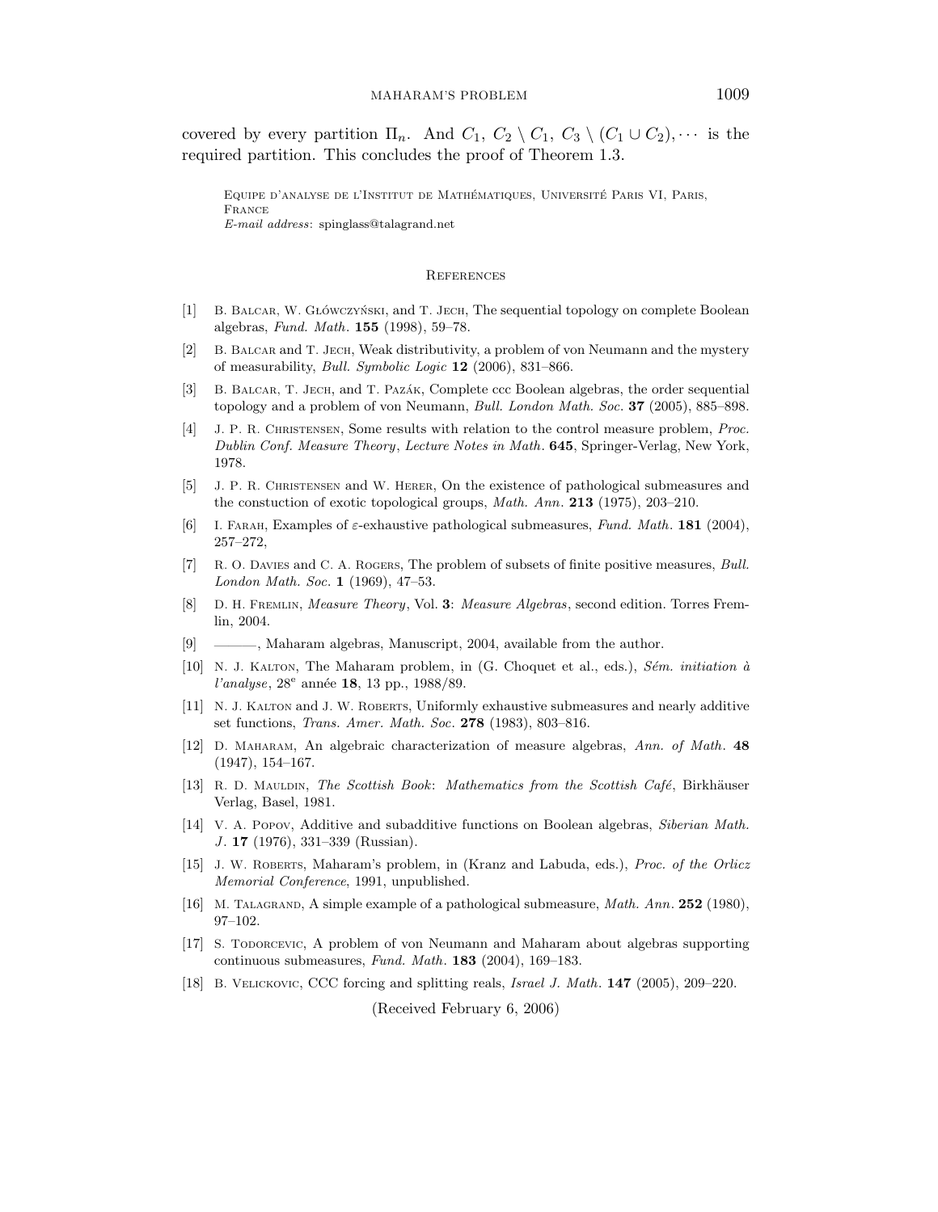covered by every partition $\Pi_n$. And $C_1,\ C_2 \setminus C_1,\ C_3 \setminus (C_1 \cup C_2), \cdots$ is the required partition. This concludes the proof of Theorem 1.3.

Equipe d'analyse de l'Institut de Mathématiques, Université Paris VI, Paris, France
*E-mail address*: spinglass@talagrand.net

## References

[1] B. Balcar, W. Główczyński, and T. Jech, The sequential topology on complete Boolean algebras, *Fund. Math.* **155** (1998), 59–78.

[2] B. Balcar and T. Jech, Weak distributivity, a problem of von Neumann and the mystery of measurability, *Bull. Symbolic Logic* **12** (2006), 831–866.

[3] B. Balcar, T. Jech, and T. Pazák, Complete ccc Boolean algebras, the order sequential topology and a problem of von Neumann, *Bull. London Math. Soc.* **37** (2005), 885–898.

[4] J. P. R. Christensen, Some results with relation to the control measure problem, *Proc. Dublin Conf. Measure Theory*, *Lecture Notes in Math*. **645**, Springer-Verlag, New York, 1978.

[5] J. P. R. Christensen and W. Herer, On the existence of pathological submeasures and the constuction of exotic topological groups, *Math. Ann.* **213** (1975), 203–210.

[6] I. Farah, Examples of $\varepsilon$-exhaustive pathological submeasures, *Fund. Math.* **181** (2004), 257–272,

[7] R. O. Davies and C. A. Rogers, The problem of subsets of finite positive measures, *Bull. London Math. Soc.* **1** (1969), 47–53.

[8] D. H. Fremlin, *Measure Theory*, Vol. **3**: *Measure Algebras*, second edition. Torres Fremlin, 2004.

[9] ———, Maharam algebras, Manuscript, 2004, available from the author.

[10] N. J. Kalton, The Maharam problem, in (G. Choquet et al., eds.), *Sém. initiation à l'analyse*, 28$^{\text{e}}$ année **18**, 13 pp., 1988/89.

[11] N. J. Kalton and J. W. Roberts, Uniformly exhaustive submeasures and nearly additive set functions, *Trans. Amer. Math. Soc.* **278** (1983), 803–816.

[12] D. Maharam, An algebraic characterization of measure algebras, *Ann. of Math.* **48** (1947), 154–167.

[13] R. D. Mauldin, *The Scottish Book*: *Mathematics from the Scottish Café*, Birkhäuser Verlag, Basel, 1981.

[14] V. A. Popov, Additive and subadditive functions on Boolean algebras, *Siberian Math. J*. **17** (1976), 331–339 (Russian).

[15] J. W. Roberts, Maharam's problem, in (Kranz and Labuda, eds.), *Proc. of the Orlicz Memorial Conference*, 1991, unpublished.

[16] M. Talagrand, A simple example of a pathological submeasure, *Math. Ann.* **252** (1980), 97–102.

[17] S. Todorcevic, A problem of von Neumann and Maharam about algebras supporting continuous submeasures, *Fund. Math.* **183** (2004), 169–183.

[18] B. Velickovic, CCC forcing and splitting reals, *Israel J. Math.* **147** (2005), 209–220.

(Received February 6, 2006)